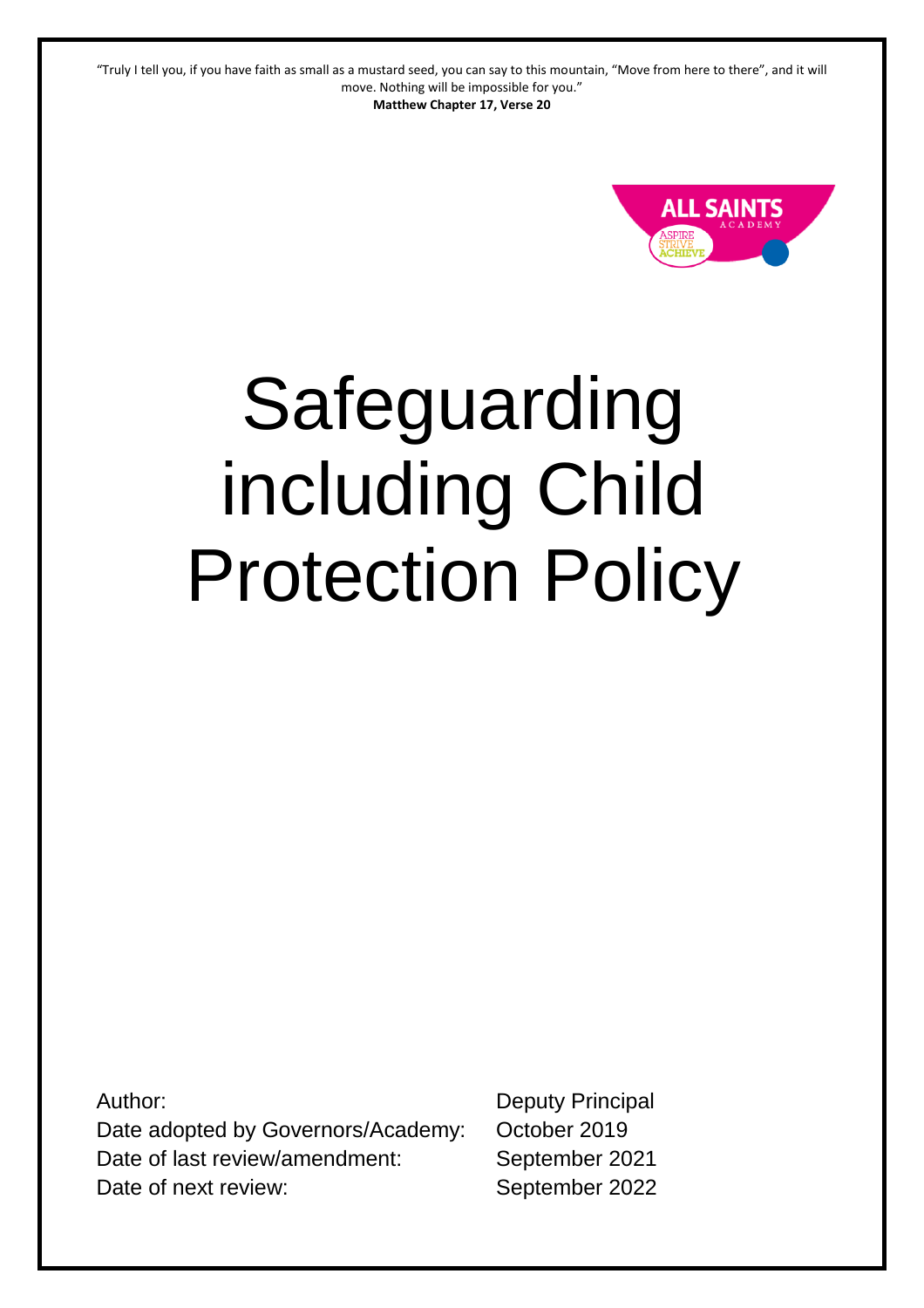"Truly I tell you, if you have faith as small as a mustard seed, you can say to this mountain, "Move from here to there", and it will move. Nothing will be impossible for you."
**Matthew Chapter 17, Verse 20**

ALL SAINTS ACADEMY
ASPIRE STRIVE ACHIEVE

# Safeguarding including Child Protection Policy

| | |
|---|---|
| Author: | Deputy Principal |
| Date adopted by Governors/Academy: | October 2019 |
| Date of last review/amendment: | September 2021 |
| Date of next review: | September 2022 |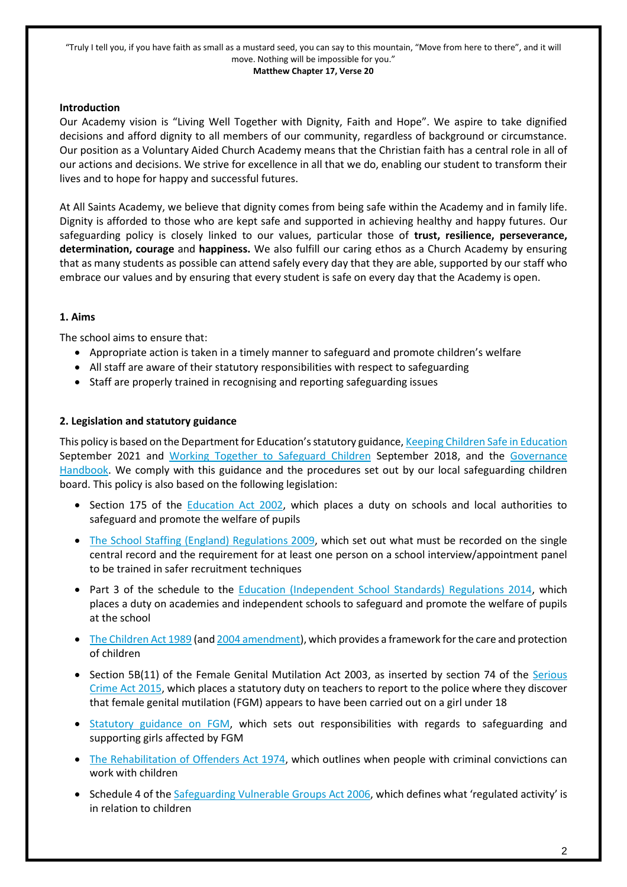"Truly I tell you, if you have faith as small as a mustard seed, you can say to this mountain, "Move from here to there", and it will move. Nothing will be impossible for you."
**Matthew Chapter 17, Verse 20**

**Introduction**

Our Academy vision is "Living Well Together with Dignity, Faith and Hope". We aspire to take dignified decisions and afford dignity to all members of our community, regardless of background or circumstance. Our position as a Voluntary Aided Church Academy means that the Christian faith has a central role in all of our actions and decisions. We strive for excellence in all that we do, enabling our student to transform their lives and to hope for happy and successful futures.

At All Saints Academy, we believe that dignity comes from being safe within the Academy and in family life. Dignity is afforded to those who are kept safe and supported in achieving healthy and happy futures. Our safeguarding policy is closely linked to our values, particular those of **trust, resilience, perseverance, determination, courage** and **happiness.** We also fulfill our caring ethos as a Church Academy by ensuring that as many students as possible can attend safely every day that they are able, supported by our staff who embrace our values and by ensuring that every student is safe on every day that the Academy is open.

## 1. Aims

The school aims to ensure that:

- Appropriate action is taken in a timely manner to safeguard and promote children's welfare
- All staff are aware of their statutory responsibilities with respect to safeguarding
- Staff are properly trained in recognising and reporting safeguarding issues

## 2. Legislation and statutory guidance

This policy is based on the Department for Education's statutory guidance, Keeping Children Safe in Education September 2021 and Working Together to Safeguard Children September 2018, and the Governance Handbook. We comply with this guidance and the procedures set out by our local safeguarding children board. This policy is also based on the following legislation:

- Section 175 of the Education Act 2002, which places a duty on schools and local authorities to safeguard and promote the welfare of pupils
- The School Staffing (England) Regulations 2009, which set out what must be recorded on the single central record and the requirement for at least one person on a school interview/appointment panel to be trained in safer recruitment techniques
- Part 3 of the schedule to the Education (Independent School Standards) Regulations 2014, which places a duty on academies and independent schools to safeguard and promote the welfare of pupils at the school
- The Children Act 1989 (and 2004 amendment), which provides a framework for the care and protection of children
- Section 5B(11) of the Female Genital Mutilation Act 2003, as inserted by section 74 of the Serious Crime Act 2015, which places a statutory duty on teachers to report to the police where they discover that female genital mutilation (FGM) appears to have been carried out on a girl under 18
- Statutory guidance on FGM, which sets out responsibilities with regards to safeguarding and supporting girls affected by FGM
- The Rehabilitation of Offenders Act 1974, which outlines when people with criminal convictions can work with children
- Schedule 4 of the Safeguarding Vulnerable Groups Act 2006, which defines what 'regulated activity' is in relation to children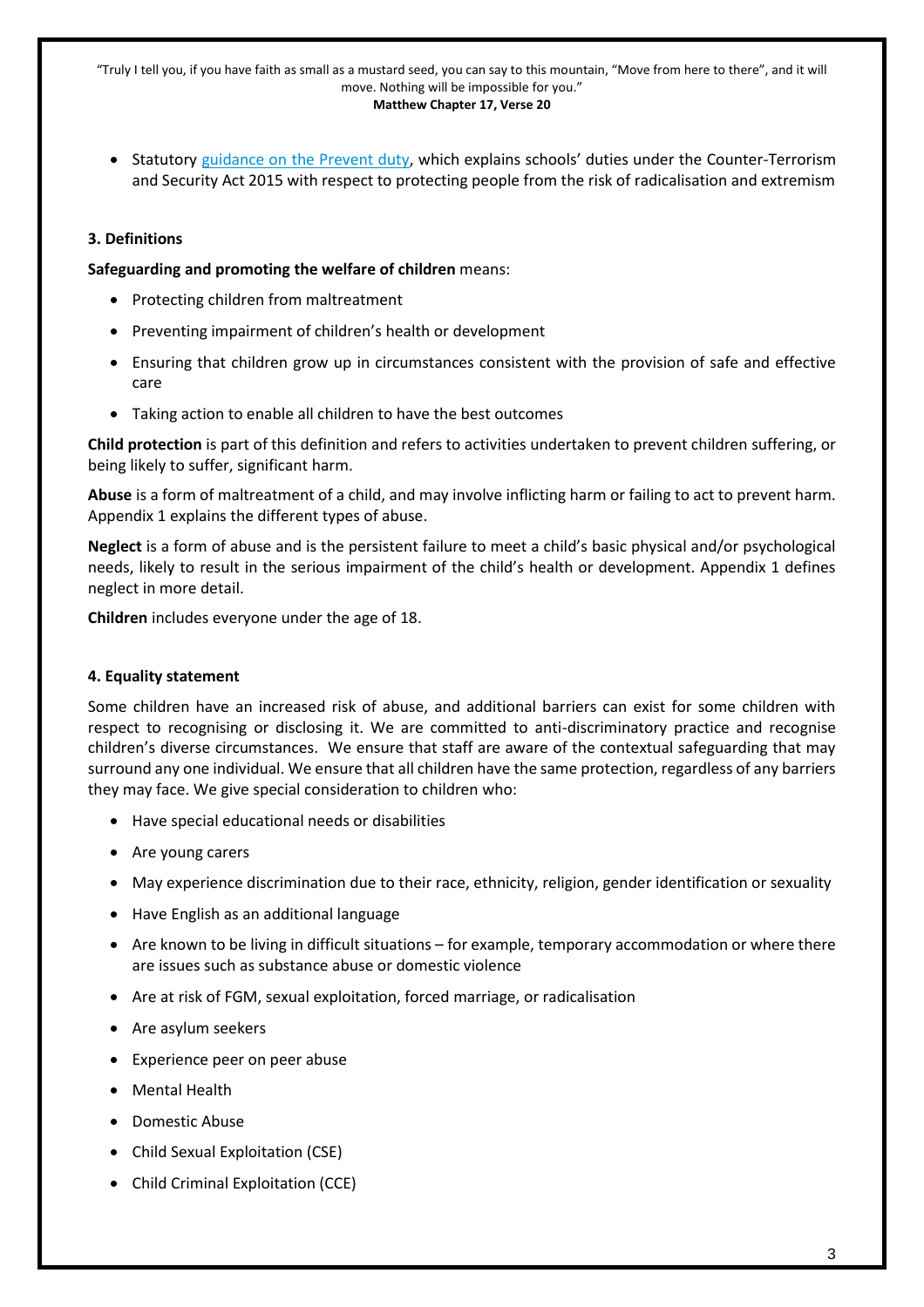- Statutory guidance on the Prevent duty, which explains schools' duties under the Counter-Terrorism and Security Act 2015 with respect to protecting people from the risk of radicalisation and extremism

### 3. Definitions

**Safeguarding and promoting the welfare of children** means:

- Protecting children from maltreatment
- Preventing impairment of children's health or development
- Ensuring that children grow up in circumstances consistent with the provision of safe and effective care
- Taking action to enable all children to have the best outcomes

**Child protection** is part of this definition and refers to activities undertaken to prevent children suffering, or being likely to suffer, significant harm.

**Abuse** is a form of maltreatment of a child, and may involve inflicting harm or failing to act to prevent harm. Appendix 1 explains the different types of abuse.

**Neglect** is a form of abuse and is the persistent failure to meet a child's basic physical and/or psychological needs, likely to result in the serious impairment of the child's health or development. Appendix 1 defines neglect in more detail.

**Children** includes everyone under the age of 18.

### 4. Equality statement

Some children have an increased risk of abuse, and additional barriers can exist for some children with respect to recognising or disclosing it. We are committed to anti-discriminatory practice and recognise children's diverse circumstances. We ensure that staff are aware of the contextual safeguarding that may surround any one individual. We ensure that all children have the same protection, regardless of any barriers they may face. We give special consideration to children who:

- Have special educational needs or disabilities
- Are young carers
- May experience discrimination due to their race, ethnicity, religion, gender identification or sexuality
- Have English as an additional language
- Are known to be living in difficult situations – for example, temporary accommodation or where there are issues such as substance abuse or domestic violence
- Are at risk of FGM, sexual exploitation, forced marriage, or radicalisation
- Are asylum seekers
- Experience peer on peer abuse
- Mental Health
- Domestic Abuse
- Child Sexual Exploitation (CSE)
- Child Criminal Exploitation (CCE)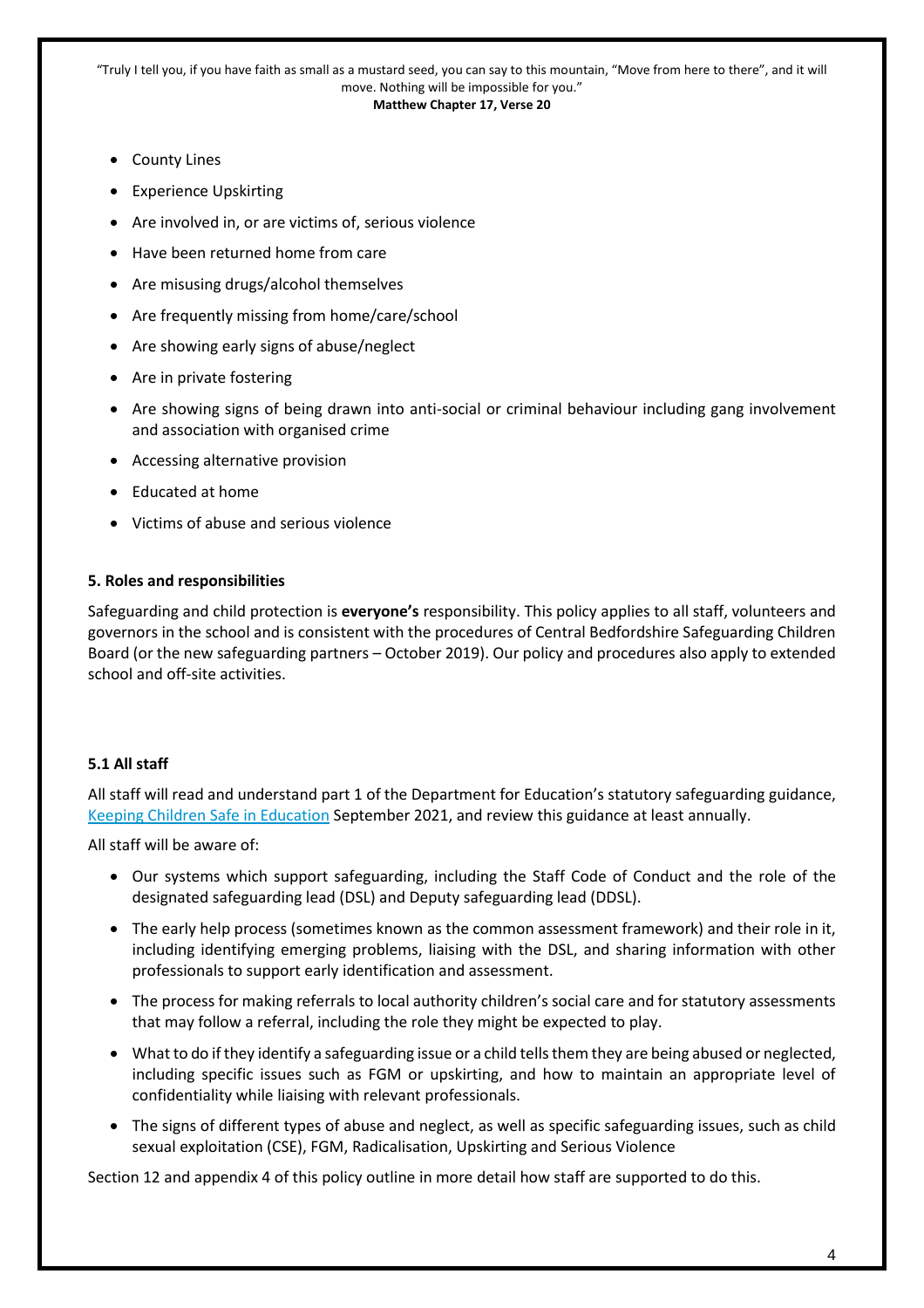- County Lines
- Experience Upskirting
- Are involved in, or are victims of, serious violence
- Have been returned home from care
- Are misusing drugs/alcohol themselves
- Are frequently missing from home/care/school
- Are showing early signs of abuse/neglect
- Are in private fostering
- Are showing signs of being drawn into anti-social or criminal behaviour including gang involvement and association with organised crime
- Accessing alternative provision
- Educated at home
- Victims of abuse and serious violence

### 5. Roles and responsibilities

Safeguarding and child protection is **everyone's** responsibility. This policy applies to all staff, volunteers and governors in the school and is consistent with the procedures of Central Bedfordshire Safeguarding Children Board (or the new safeguarding partners – October 2019). Our policy and procedures also apply to extended school and off-site activities.

#### 5.1 All staff

All staff will read and understand part 1 of the Department for Education's statutory safeguarding guidance, Keeping Children Safe in Education September 2021, and review this guidance at least annually.

All staff will be aware of:

- Our systems which support safeguarding, including the Staff Code of Conduct and the role of the designated safeguarding lead (DSL) and Deputy safeguarding lead (DDSL).
- The early help process (sometimes known as the common assessment framework) and their role in it, including identifying emerging problems, liaising with the DSL, and sharing information with other professionals to support early identification and assessment.
- The process for making referrals to local authority children's social care and for statutory assessments that may follow a referral, including the role they might be expected to play.
- What to do if they identify a safeguarding issue or a child tells them they are being abused or neglected, including specific issues such as FGM or upskirting, and how to maintain an appropriate level of confidentiality while liaising with relevant professionals.
- The signs of different types of abuse and neglect, as well as specific safeguarding issues, such as child sexual exploitation (CSE), FGM, Radicalisation, Upskirting and Serious Violence

Section 12 and appendix 4 of this policy outline in more detail how staff are supported to do this.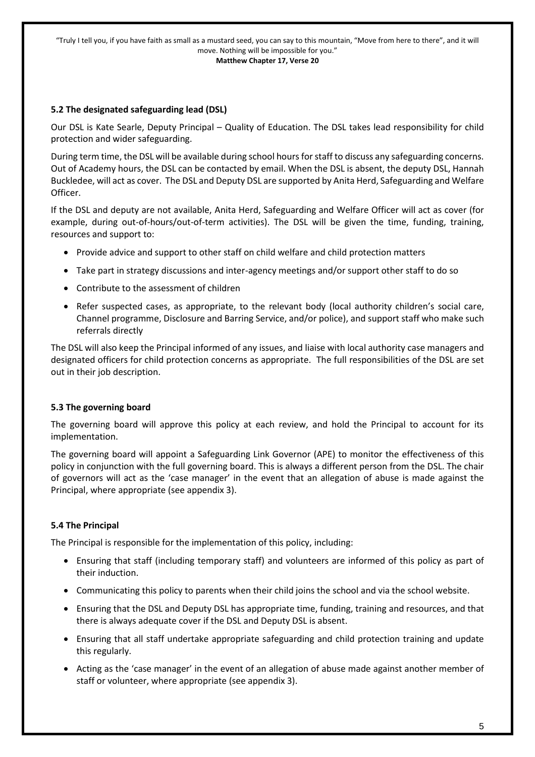### 5.2 The designated safeguarding lead (DSL)

Our DSL is Kate Searle, Deputy Principal – Quality of Education. The DSL takes lead responsibility for child protection and wider safeguarding.

During term time, the DSL will be available during school hours for staff to discuss any safeguarding concerns. Out of Academy hours, the DSL can be contacted by email. When the DSL is absent, the deputy DSL, Hannah Buckledee, will act as cover. The DSL and Deputy DSL are supported by Anita Herd, Safeguarding and Welfare Officer.

If the DSL and deputy are not available, Anita Herd, Safeguarding and Welfare Officer will act as cover (for example, during out-of-hours/out-of-term activities). The DSL will be given the time, funding, training, resources and support to:

- Provide advice and support to other staff on child welfare and child protection matters
- Take part in strategy discussions and inter-agency meetings and/or support other staff to do so
- Contribute to the assessment of children
- Refer suspected cases, as appropriate, to the relevant body (local authority children's social care, Channel programme, Disclosure and Barring Service, and/or police), and support staff who make such referrals directly

The DSL will also keep the Principal informed of any issues, and liaise with local authority case managers and designated officers for child protection concerns as appropriate. The full responsibilities of the DSL are set out in their job description.

### 5.3 The governing board

The governing board will approve this policy at each review, and hold the Principal to account for its implementation.

The governing board will appoint a Safeguarding Link Governor (APE) to monitor the effectiveness of this policy in conjunction with the full governing board. This is always a different person from the DSL. The chair of governors will act as the 'case manager' in the event that an allegation of abuse is made against the Principal, where appropriate (see appendix 3).

### 5.4 The Principal

The Principal is responsible for the implementation of this policy, including:

- Ensuring that staff (including temporary staff) and volunteers are informed of this policy as part of their induction.
- Communicating this policy to parents when their child joins the school and via the school website.
- Ensuring that the DSL and Deputy DSL has appropriate time, funding, training and resources, and that there is always adequate cover if the DSL and Deputy DSL is absent.
- Ensuring that all staff undertake appropriate safeguarding and child protection training and update this regularly.
- Acting as the 'case manager' in the event of an allegation of abuse made against another member of staff or volunteer, where appropriate (see appendix 3).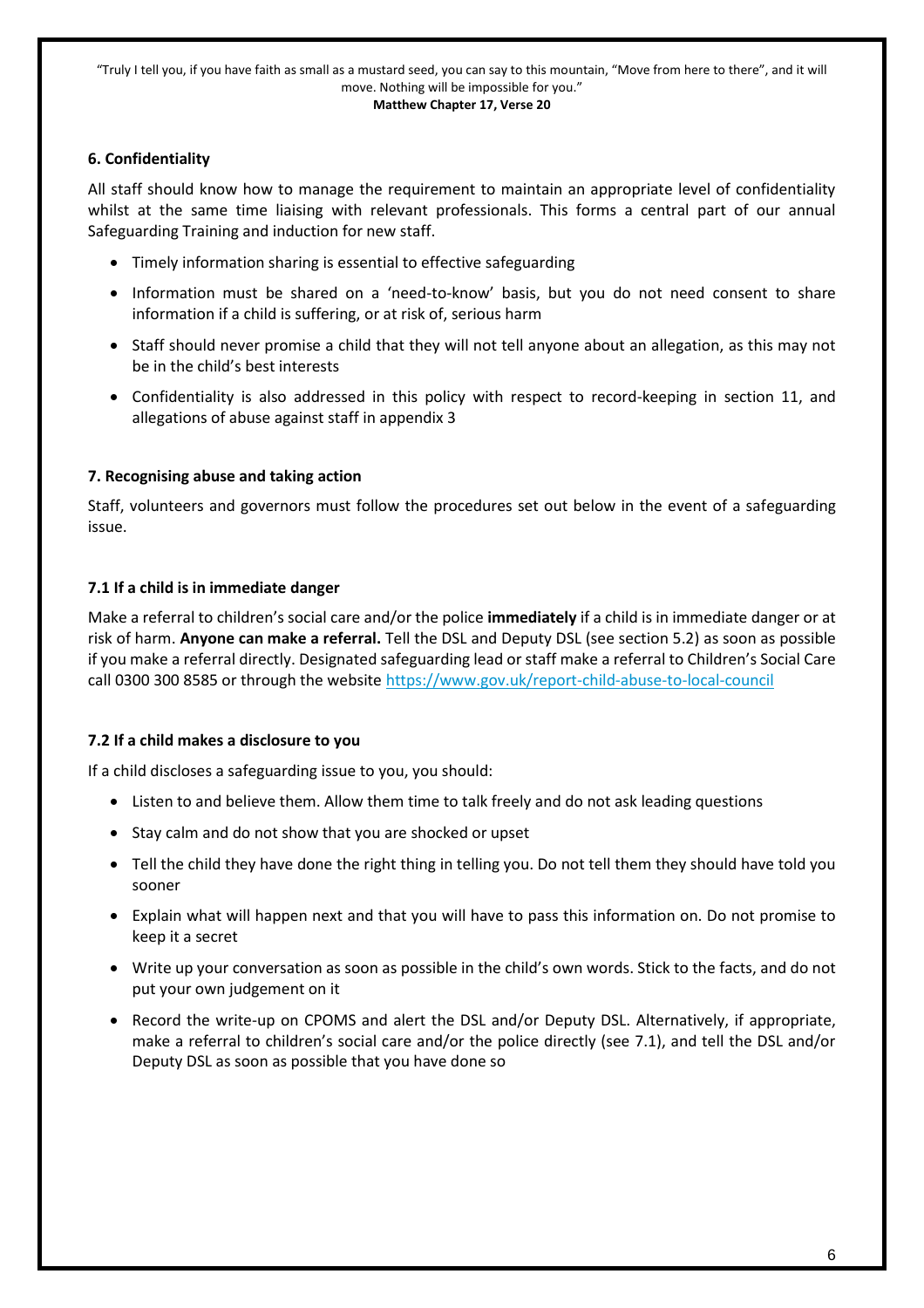## 6. Confidentiality

All staff should know how to manage the requirement to maintain an appropriate level of confidentiality whilst at the same time liaising with relevant professionals. This forms a central part of our annual Safeguarding Training and induction for new staff.

- Timely information sharing is essential to effective safeguarding
- Information must be shared on a 'need-to-know' basis, but you do not need consent to share information if a child is suffering, or at risk of, serious harm
- Staff should never promise a child that they will not tell anyone about an allegation, as this may not be in the child's best interests
- Confidentiality is also addressed in this policy with respect to record-keeping in section 11, and allegations of abuse against staff in appendix 3

## 7. Recognising abuse and taking action

Staff, volunteers and governors must follow the procedures set out below in the event of a safeguarding issue.

### 7.1 If a child is in immediate danger

Make a referral to children's social care and/or the police **immediately** if a child is in immediate danger or at risk of harm. **Anyone can make a referral.** Tell the DSL and Deputy DSL (see section 5.2) as soon as possible if you make a referral directly. Designated safeguarding lead or staff make a referral to Children's Social Care call 0300 300 8585 or through the website https://www.gov.uk/report-child-abuse-to-local-council

### 7.2 If a child makes a disclosure to you

If a child discloses a safeguarding issue to you, you should:

- Listen to and believe them. Allow them time to talk freely and do not ask leading questions
- Stay calm and do not show that you are shocked or upset
- Tell the child they have done the right thing in telling you. Do not tell them they should have told you sooner
- Explain what will happen next and that you will have to pass this information on. Do not promise to keep it a secret
- Write up your conversation as soon as possible in the child's own words. Stick to the facts, and do not put your own judgement on it
- Record the write-up on CPOMS and alert the DSL and/or Deputy DSL. Alternatively, if appropriate, make a referral to children's social care and/or the police directly (see 7.1), and tell the DSL and/or Deputy DSL as soon as possible that you have done so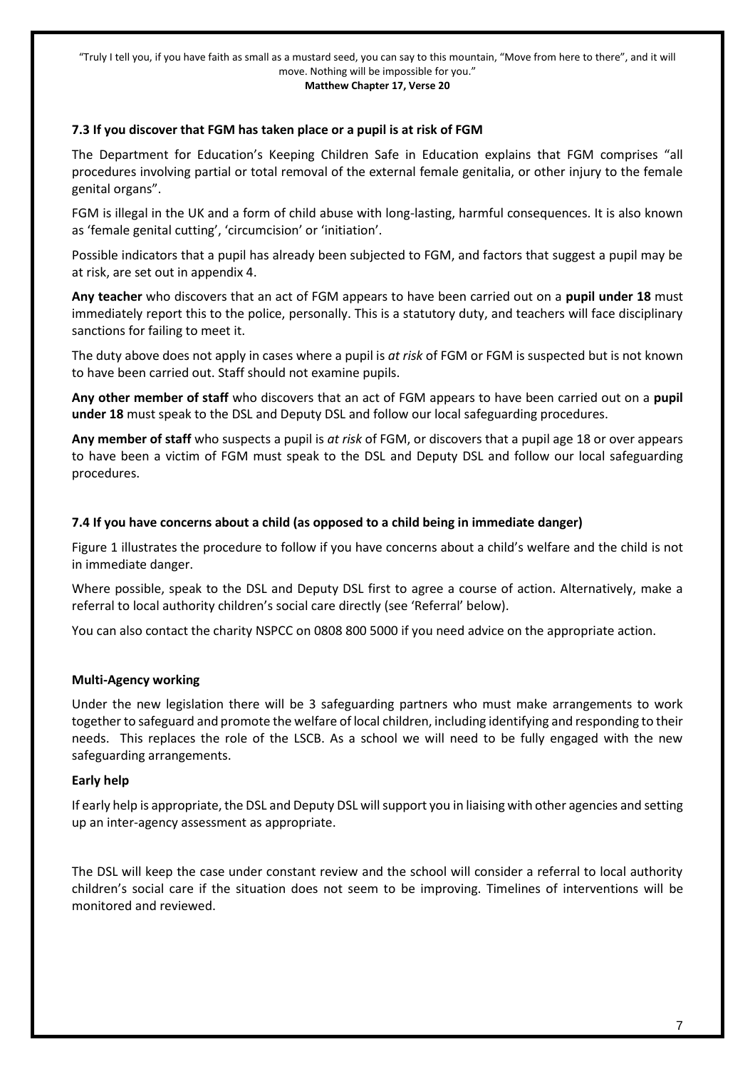### 7.3 If you discover that FGM has taken place or a pupil is at risk of FGM

The Department for Education's Keeping Children Safe in Education explains that FGM comprises "all procedures involving partial or total removal of the external female genitalia, or other injury to the female genital organs".

FGM is illegal in the UK and a form of child abuse with long-lasting, harmful consequences. It is also known as 'female genital cutting', 'circumcision' or 'initiation'.

Possible indicators that a pupil has already been subjected to FGM, and factors that suggest a pupil may be at risk, are set out in appendix 4.

**Any teacher** who discovers that an act of FGM appears to have been carried out on a **pupil under 18** must immediately report this to the police, personally. This is a statutory duty, and teachers will face disciplinary sanctions for failing to meet it.

The duty above does not apply in cases where a pupil is *at risk* of FGM or FGM is suspected but is not known to have been carried out. Staff should not examine pupils.

**Any other member of staff** who discovers that an act of FGM appears to have been carried out on a **pupil under 18** must speak to the DSL and Deputy DSL and follow our local safeguarding procedures.

**Any member of staff** who suspects a pupil is *at risk* of FGM, or discovers that a pupil age 18 or over appears to have been a victim of FGM must speak to the DSL and Deputy DSL and follow our local safeguarding procedures.

### 7.4 If you have concerns about a child (as opposed to a child being in immediate danger)

Figure 1 illustrates the procedure to follow if you have concerns about a child's welfare and the child is not in immediate danger.

Where possible, speak to the DSL and Deputy DSL first to agree a course of action. Alternatively, make a referral to local authority children's social care directly (see 'Referral' below).

You can also contact the charity NSPCC on 0808 800 5000 if you need advice on the appropriate action.

**Multi-Agency working**

Under the new legislation there will be 3 safeguarding partners who must make arrangements to work together to safeguard and promote the welfare of local children, including identifying and responding to their needs. This replaces the role of the LSCB. As a school we will need to be fully engaged with the new safeguarding arrangements.

**Early help**

If early help is appropriate, the DSL and Deputy DSL will support you in liaising with other agencies and setting up an inter-agency assessment as appropriate.

The DSL will keep the case under constant review and the school will consider a referral to local authority children's social care if the situation does not seem to be improving. Timelines of interventions will be monitored and reviewed.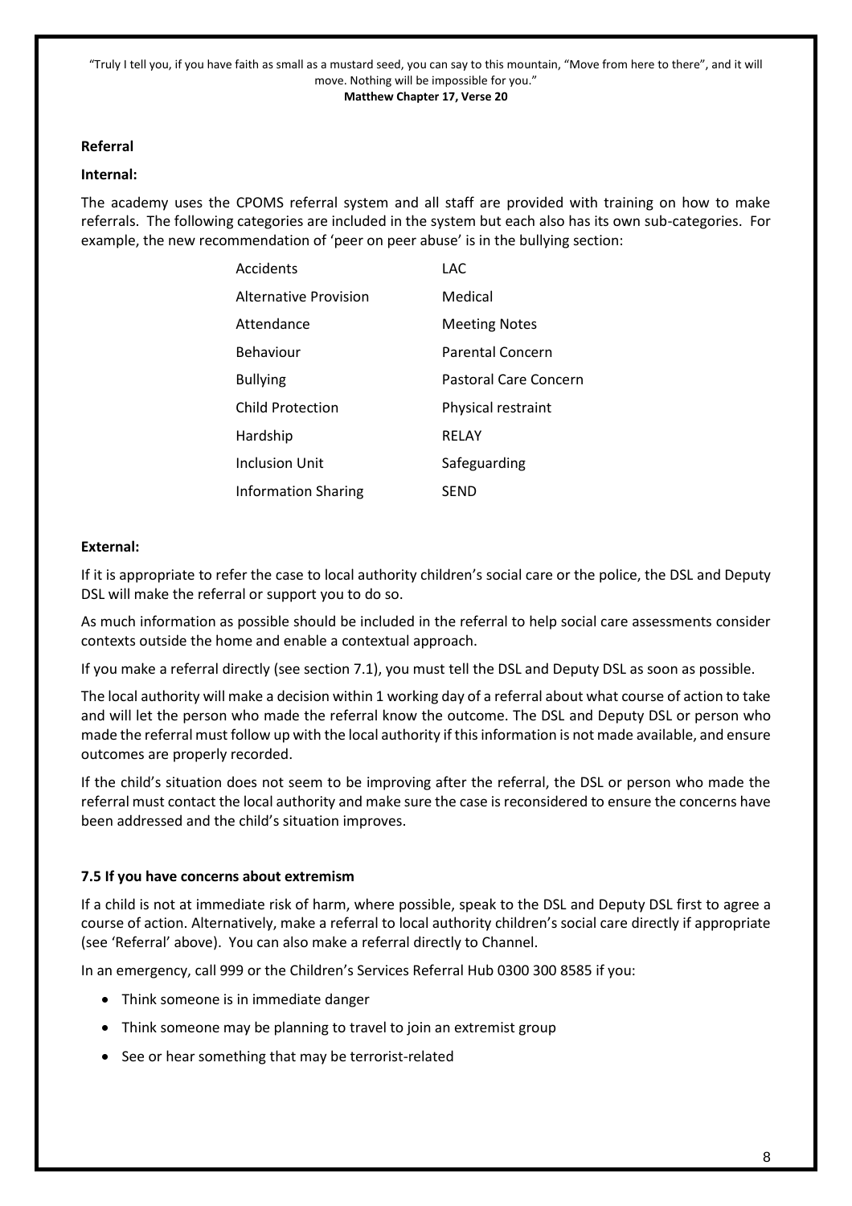**Referral**

**Internal:**

The academy uses the CPOMS referral system and all staff are provided with training on how to make referrals. The following categories are included in the system but each also has its own sub-categories. For example, the new recommendation of 'peer on peer abuse' is in the bullying section:

| | |
|---|---|
| Accidents | LAC |
| Alternative Provision | Medical |
| Attendance | Meeting Notes |
| Behaviour | Parental Concern |
| Bullying | Pastoral Care Concern |
| Child Protection | Physical restraint |
| Hardship | RELAY |
| Inclusion Unit | Safeguarding |
| Information Sharing | SEND |

**External:**

If it is appropriate to refer the case to local authority children's social care or the police, the DSL and Deputy DSL will make the referral or support you to do so.

As much information as possible should be included in the referral to help social care assessments consider contexts outside the home and enable a contextual approach.

If you make a referral directly (see section 7.1), you must tell the DSL and Deputy DSL as soon as possible.

The local authority will make a decision within 1 working day of a referral about what course of action to take and will let the person who made the referral know the outcome. The DSL and Deputy DSL or person who made the referral must follow up with the local authority if this information is not made available, and ensure outcomes are properly recorded.

If the child's situation does not seem to be improving after the referral, the DSL or person who made the referral must contact the local authority and make sure the case is reconsidered to ensure the concerns have been addressed and the child's situation improves.

### 7.5 If you have concerns about extremism

If a child is not at immediate risk of harm, where possible, speak to the DSL and Deputy DSL first to agree a course of action. Alternatively, make a referral to local authority children's social care directly if appropriate (see 'Referral' above). You can also make a referral directly to Channel.

In an emergency, call 999 or the Children's Services Referral Hub 0300 300 8585 if you:

- Think someone is in immediate danger
- Think someone may be planning to travel to join an extremist group
- See or hear something that may be terrorist-related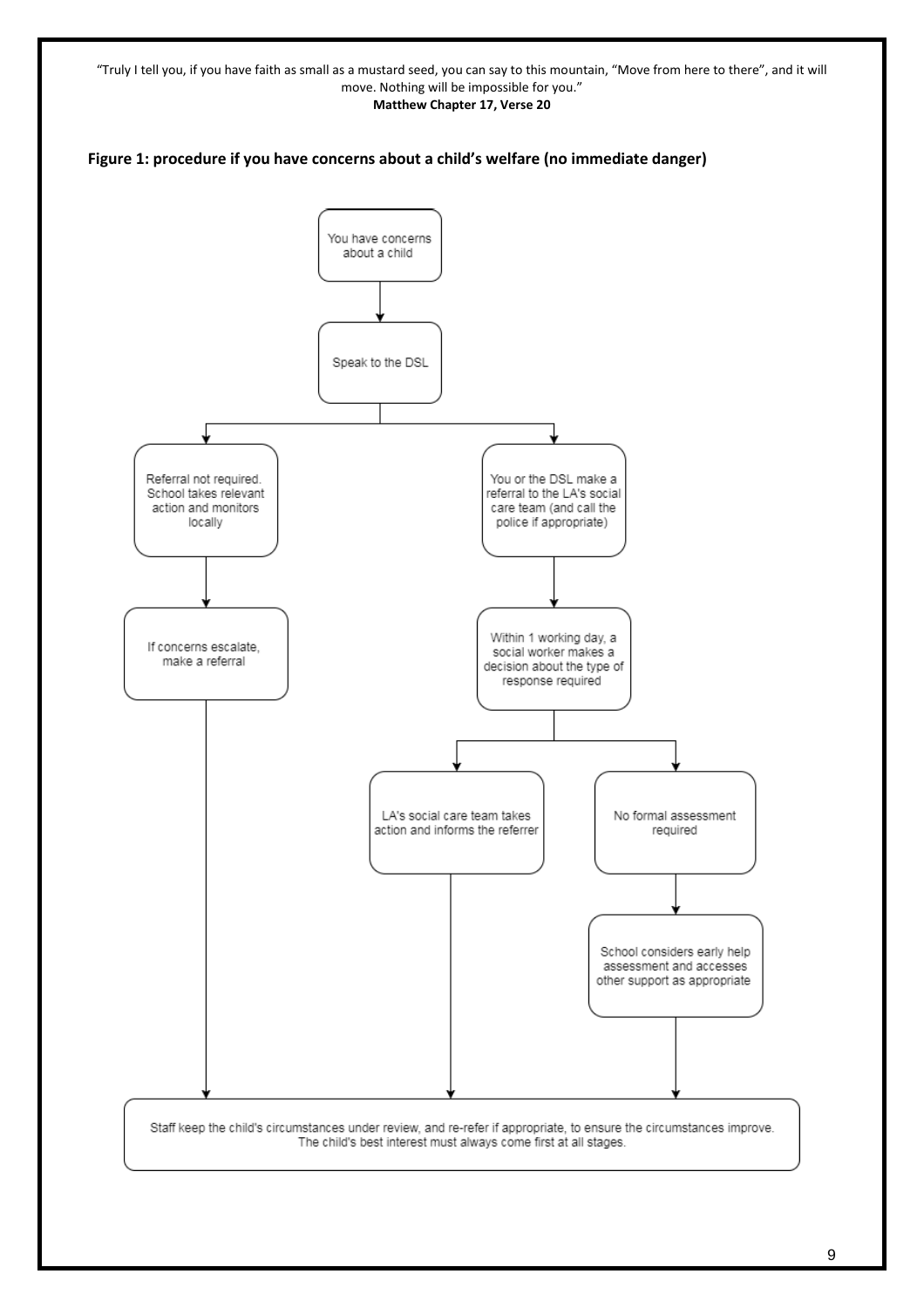"Truly I tell you, if you have faith as small as a mustard seed, you can say to this mountain, "Move from here to there", and it will move. Nothing will be impossible for you."
**Matthew Chapter 17, Verse 20**

**Figure 1: procedure if you have concerns about a child's welfare (no immediate danger)**

You have concerns about a child

Speak to the DSL

Referral not required. School takes relevant action and monitors locally

If concerns escalate, make a referral

You or the DSL make a referral to the LA's social care team (and call the police if appropriate)

Within 1 working day, a social worker makes a decision about the type of response required

LA's social care team takes action and informs the referrer

No formal assessment required

School considers early help assessment and accesses other support as appropriate

Staff keep the child's circumstances under review, and re-refer if appropriate, to ensure the circumstances improve. The child's best interest must always come first at all stages.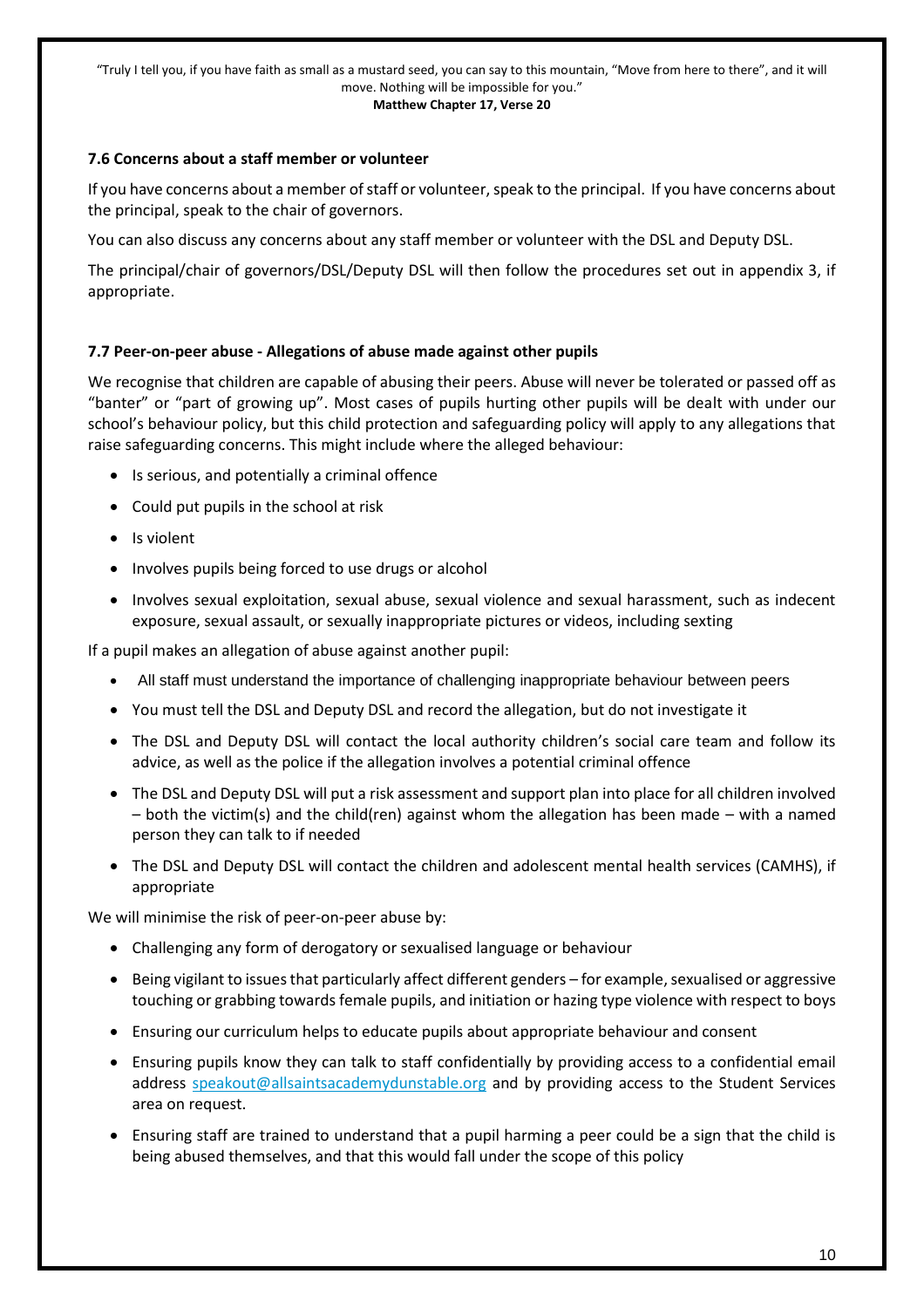### 7.6 Concerns about a staff member or volunteer

If you have concerns about a member of staff or volunteer, speak to the principal. If you have concerns about the principal, speak to the chair of governors.

You can also discuss any concerns about any staff member or volunteer with the DSL and Deputy DSL.

The principal/chair of governors/DSL/Deputy DSL will then follow the procedures set out in appendix 3, if appropriate.

### 7.7 Peer-on-peer abuse - Allegations of abuse made against other pupils

We recognise that children are capable of abusing their peers. Abuse will never be tolerated or passed off as "banter" or "part of growing up". Most cases of pupils hurting other pupils will be dealt with under our school's behaviour policy, but this child protection and safeguarding policy will apply to any allegations that raise safeguarding concerns. This might include where the alleged behaviour:

- Is serious, and potentially a criminal offence
- Could put pupils in the school at risk
- Is violent
- Involves pupils being forced to use drugs or alcohol
- Involves sexual exploitation, sexual abuse, sexual violence and sexual harassment, such as indecent exposure, sexual assault, or sexually inappropriate pictures or videos, including sexting

If a pupil makes an allegation of abuse against another pupil:

- All staff must understand the importance of challenging inappropriate behaviour between peers
- You must tell the DSL and Deputy DSL and record the allegation, but do not investigate it
- The DSL and Deputy DSL will contact the local authority children's social care team and follow its advice, as well as the police if the allegation involves a potential criminal offence
- The DSL and Deputy DSL will put a risk assessment and support plan into place for all children involved – both the victim(s) and the child(ren) against whom the allegation has been made – with a named person they can talk to if needed
- The DSL and Deputy DSL will contact the children and adolescent mental health services (CAMHS), if appropriate

We will minimise the risk of peer-on-peer abuse by:

- Challenging any form of derogatory or sexualised language or behaviour
- Being vigilant to issues that particularly affect different genders – for example, sexualised or aggressive touching or grabbing towards female pupils, and initiation or hazing type violence with respect to boys
- Ensuring our curriculum helps to educate pupils about appropriate behaviour and consent
- Ensuring pupils know they can talk to staff confidentially by providing access to a confidential email address speakout@allsaintsacademydunstable.org and by providing access to the Student Services area on request.
- Ensuring staff are trained to understand that a pupil harming a peer could be a sign that the child is being abused themselves, and that this would fall under the scope of this policy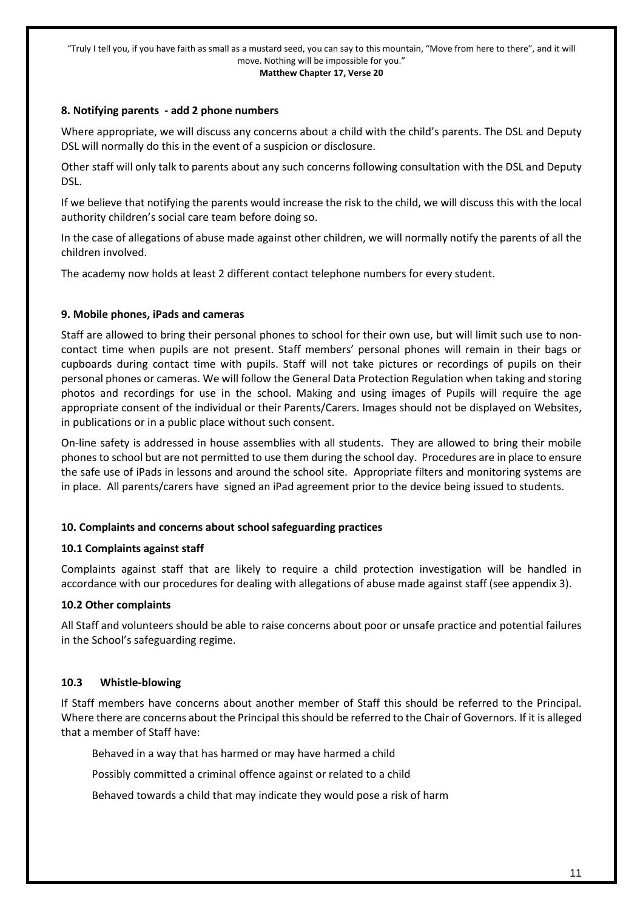## 8. Notifying parents - add 2 phone numbers

Where appropriate, we will discuss any concerns about a child with the child's parents. The DSL and Deputy DSL will normally do this in the event of a suspicion or disclosure.

Other staff will only talk to parents about any such concerns following consultation with the DSL and Deputy DSL.

If we believe that notifying the parents would increase the risk to the child, we will discuss this with the local authority children's social care team before doing so.

In the case of allegations of abuse made against other children, we will normally notify the parents of all the children involved.

The academy now holds at least 2 different contact telephone numbers for every student.

## 9. Mobile phones, iPads and cameras

Staff are allowed to bring their personal phones to school for their own use, but will limit such use to non-contact time when pupils are not present. Staff members' personal phones will remain in their bags or cupboards during contact time with pupils. Staff will not take pictures or recordings of pupils on their personal phones or cameras. We will follow the General Data Protection Regulation when taking and storing photos and recordings for use in the school. Making and using images of Pupils will require the age appropriate consent of the individual or their Parents/Carers. Images should not be displayed on Websites, in publications or in a public place without such consent.

On-line safety is addressed in house assemblies with all students. They are allowed to bring their mobile phones to school but are not permitted to use them during the school day. Procedures are in place to ensure the safe use of iPads in lessons and around the school site. Appropriate filters and monitoring systems are in place. All parents/carers have signed an iPad agreement prior to the device being issued to students.

## 10. Complaints and concerns about school safeguarding practices

### 10.1 Complaints against staff

Complaints against staff that are likely to require a child protection investigation will be handled in accordance with our procedures for dealing with allegations of abuse made against staff (see appendix 3).

### 10.2 Other complaints

All Staff and volunteers should be able to raise concerns about poor or unsafe practice and potential failures in the School's safeguarding regime.

### 10.3 Whistle-blowing

If Staff members have concerns about another member of Staff this should be referred to the Principal. Where there are concerns about the Principal this should be referred to the Chair of Governors. If it is alleged that a member of Staff have:

- Behaved in a way that has harmed or may have harmed a child
- Possibly committed a criminal offence against or related to a child
- Behaved towards a child that may indicate they would pose a risk of harm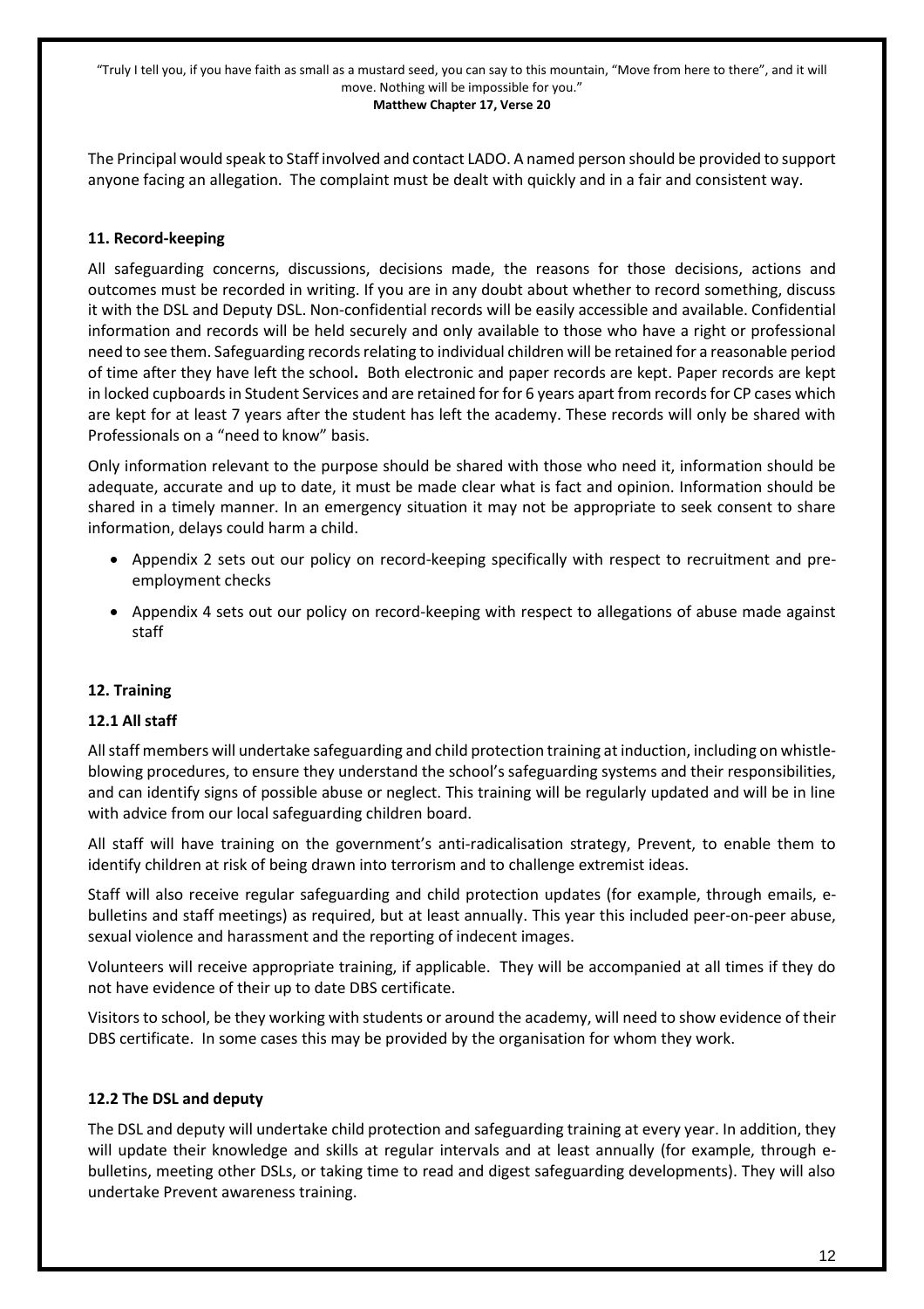The Principal would speak to Staff involved and contact LADO. A named person should be provided to support anyone facing an allegation. The complaint must be dealt with quickly and in a fair and consistent way.

## 11. Record-keeping

All safeguarding concerns, discussions, decisions made, the reasons for those decisions, actions and outcomes must be recorded in writing. If you are in any doubt about whether to record something, discuss it with the DSL and Deputy DSL. Non-confidential records will be easily accessible and available. Confidential information and records will be held securely and only available to those who have a right or professional need to see them. Safeguarding records relating to individual children will be retained for a reasonable period of time after they have left the school**.** Both electronic and paper records are kept. Paper records are kept in locked cupboards in Student Services and are retained for for 6 years apart from records for CP cases which are kept for at least 7 years after the student has left the academy. These records will only be shared with Professionals on a "need to know" basis.

Only information relevant to the purpose should be shared with those who need it, information should be adequate, accurate and up to date, it must be made clear what is fact and opinion. Information should be shared in a timely manner. In an emergency situation it may not be appropriate to seek consent to share information, delays could harm a child.

- Appendix 2 sets out our policy on record-keeping specifically with respect to recruitment and pre-employment checks
- Appendix 4 sets out our policy on record-keeping with respect to allegations of abuse made against staff

## 12. Training

### 12.1 All staff

All staff members will undertake safeguarding and child protection training at induction, including on whistle-blowing procedures, to ensure they understand the school's safeguarding systems and their responsibilities, and can identify signs of possible abuse or neglect. This training will be regularly updated and will be in line with advice from our local safeguarding children board.

All staff will have training on the government's anti-radicalisation strategy, Prevent, to enable them to identify children at risk of being drawn into terrorism and to challenge extremist ideas.

Staff will also receive regular safeguarding and child protection updates (for example, through emails, e-bulletins and staff meetings) as required, but at least annually. This year this included peer-on-peer abuse, sexual violence and harassment and the reporting of indecent images.

Volunteers will receive appropriate training, if applicable. They will be accompanied at all times if they do not have evidence of their up to date DBS certificate.

Visitors to school, be they working with students or around the academy, will need to show evidence of their DBS certificate. In some cases this may be provided by the organisation for whom they work.

### 12.2 The DSL and deputy

The DSL and deputy will undertake child protection and safeguarding training at every year. In addition, they will update their knowledge and skills at regular intervals and at least annually (for example, through e-bulletins, meeting other DSLs, or taking time to read and digest safeguarding developments). They will also undertake Prevent awareness training.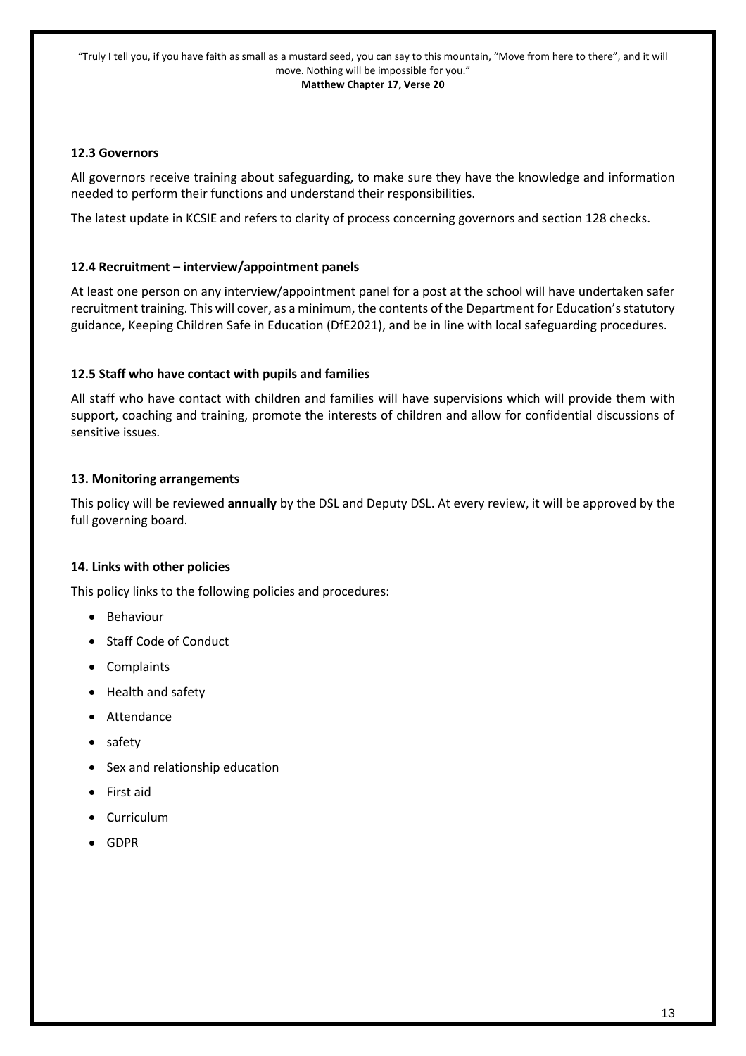### 12.3 Governors

All governors receive training about safeguarding, to make sure they have the knowledge and information needed to perform their functions and understand their responsibilities.

The latest update in KCSIE and refers to clarity of process concerning governors and section 128 checks.

### 12.4 Recruitment – interview/appointment panels

At least one person on any interview/appointment panel for a post at the school will have undertaken safer recruitment training. This will cover, as a minimum, the contents of the Department for Education's statutory guidance, Keeping Children Safe in Education (DfE2021), and be in line with local safeguarding procedures.

### 12.5 Staff who have contact with pupils and families

All staff who have contact with children and families will have supervisions which will provide them with support, coaching and training, promote the interests of children and allow for confidential discussions of sensitive issues.

## 13. Monitoring arrangements

This policy will be reviewed **annually** by the DSL and Deputy DSL. At every review, it will be approved by the full governing board.

## 14. Links with other policies

This policy links to the following policies and procedures:

- Behaviour
- Staff Code of Conduct
- Complaints
- Health and safety
- Attendance
- safety
- Sex and relationship education
- First aid
- Curriculum
- GDPR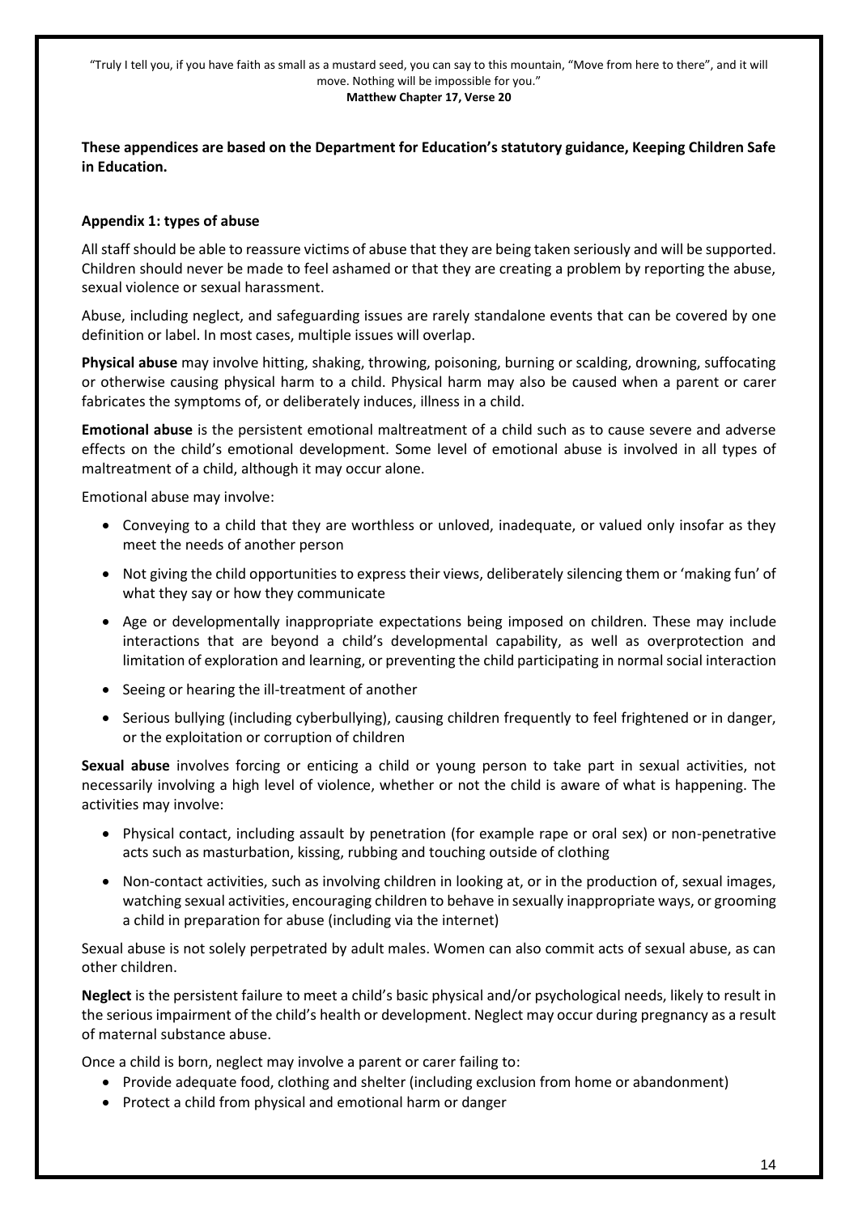"Truly I tell you, if you have faith as small as a mustard seed, you can say to this mountain, "Move from here to there", and it will move. Nothing will be impossible for you."
**Matthew Chapter 17, Verse 20**

**These appendices are based on the Department for Education's statutory guidance, Keeping Children Safe in Education.**

### Appendix 1: types of abuse

All staff should be able to reassure victims of abuse that they are being taken seriously and will be supported. Children should never be made to feel ashamed or that they are creating a problem by reporting the abuse, sexual violence or sexual harassment.

Abuse, including neglect, and safeguarding issues are rarely standalone events that can be covered by one definition or label. In most cases, multiple issues will overlap.

**Physical abuse** may involve hitting, shaking, throwing, poisoning, burning or scalding, drowning, suffocating or otherwise causing physical harm to a child. Physical harm may also be caused when a parent or carer fabricates the symptoms of, or deliberately induces, illness in a child.

**Emotional abuse** is the persistent emotional maltreatment of a child such as to cause severe and adverse effects on the child's emotional development. Some level of emotional abuse is involved in all types of maltreatment of a child, although it may occur alone.

Emotional abuse may involve:

- Conveying to a child that they are worthless or unloved, inadequate, or valued only insofar as they meet the needs of another person
- Not giving the child opportunities to express their views, deliberately silencing them or 'making fun' of what they say or how they communicate
- Age or developmentally inappropriate expectations being imposed on children. These may include interactions that are beyond a child's developmental capability, as well as overprotection and limitation of exploration and learning, or preventing the child participating in normal social interaction
- Seeing or hearing the ill-treatment of another
- Serious bullying (including cyberbullying), causing children frequently to feel frightened or in danger, or the exploitation or corruption of children

**Sexual abuse** involves forcing or enticing a child or young person to take part in sexual activities, not necessarily involving a high level of violence, whether or not the child is aware of what is happening. The activities may involve:

- Physical contact, including assault by penetration (for example rape or oral sex) or non-penetrative acts such as masturbation, kissing, rubbing and touching outside of clothing
- Non-contact activities, such as involving children in looking at, or in the production of, sexual images, watching sexual activities, encouraging children to behave in sexually inappropriate ways, or grooming a child in preparation for abuse (including via the internet)

Sexual abuse is not solely perpetrated by adult males. Women can also commit acts of sexual abuse, as can other children.

**Neglect** is the persistent failure to meet a child's basic physical and/or psychological needs, likely to result in the serious impairment of the child's health or development. Neglect may occur during pregnancy as a result of maternal substance abuse.

Once a child is born, neglect may involve a parent or carer failing to:

- Provide adequate food, clothing and shelter (including exclusion from home or abandonment)
- Protect a child from physical and emotional harm or danger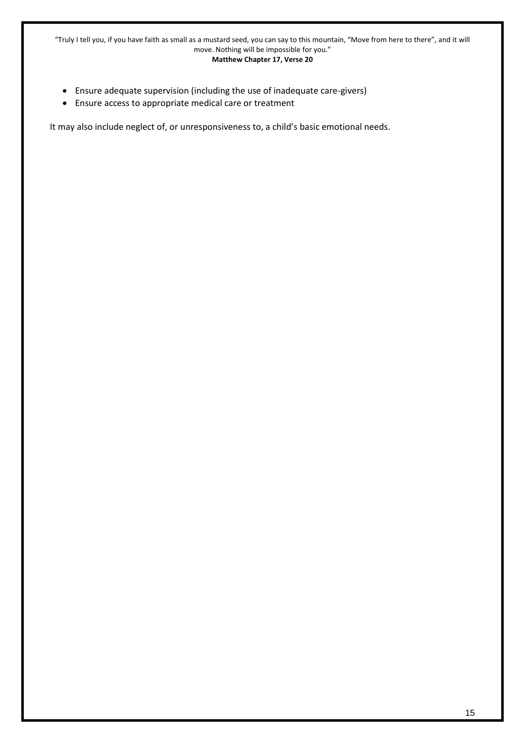- Ensure adequate supervision (including the use of inadequate care-givers)
- Ensure access to appropriate medical care or treatment

It may also include neglect of, or unresponsiveness to, a child's basic emotional needs.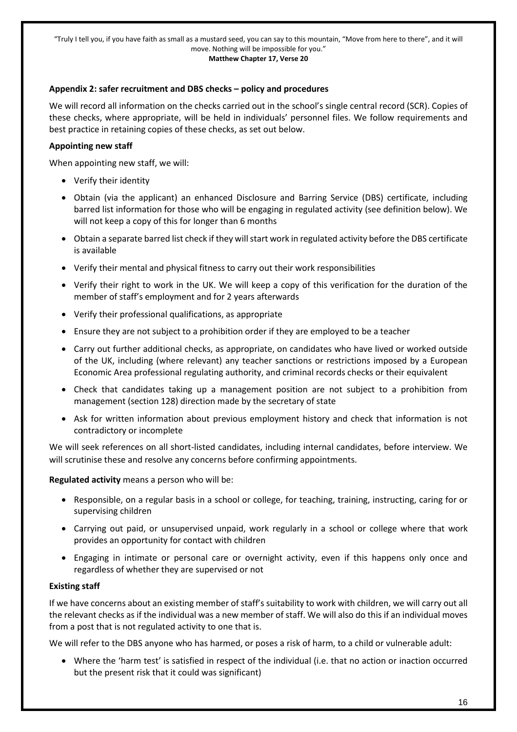"Truly I tell you, if you have faith as small as a mustard seed, you can say to this mountain, "Move from here to there", and it will move. Nothing will be impossible for you."
**Matthew Chapter 17, Verse 20**

### Appendix 2: safer recruitment and DBS checks – policy and procedures

We will record all information on the checks carried out in the school's single central record (SCR). Copies of these checks, where appropriate, will be held in individuals' personnel files. We follow requirements and best practice in retaining copies of these checks, as set out below.

**Appointing new staff**

When appointing new staff, we will:

- Verify their identity
- Obtain (via the applicant) an enhanced Disclosure and Barring Service (DBS) certificate, including barred list information for those who will be engaging in regulated activity (see definition below). We will not keep a copy of this for longer than 6 months
- Obtain a separate barred list check if they will start work in regulated activity before the DBS certificate is available
- Verify their mental and physical fitness to carry out their work responsibilities
- Verify their right to work in the UK. We will keep a copy of this verification for the duration of the member of staff's employment and for 2 years afterwards
- Verify their professional qualifications, as appropriate
- Ensure they are not subject to a prohibition order if they are employed to be a teacher
- Carry out further additional checks, as appropriate, on candidates who have lived or worked outside of the UK, including (where relevant) any teacher sanctions or restrictions imposed by a European Economic Area professional regulating authority, and criminal records checks or their equivalent
- Check that candidates taking up a management position are not subject to a prohibition from management (section 128) direction made by the secretary of state
- Ask for written information about previous employment history and check that information is not contradictory or incomplete

We will seek references on all short-listed candidates, including internal candidates, before interview. We will scrutinise these and resolve any concerns before confirming appointments.

**Regulated activity** means a person who will be:

- Responsible, on a regular basis in a school or college, for teaching, training, instructing, caring for or supervising children
- Carrying out paid, or unsupervised unpaid, work regularly in a school or college where that work provides an opportunity for contact with children
- Engaging in intimate or personal care or overnight activity, even if this happens only once and regardless of whether they are supervised or not

**Existing staff**

If we have concerns about an existing member of staff's suitability to work with children, we will carry out all the relevant checks as if the individual was a new member of staff. We will also do this if an individual moves from a post that is not regulated activity to one that is.

We will refer to the DBS anyone who has harmed, or poses a risk of harm, to a child or vulnerable adult:

- Where the 'harm test' is satisfied in respect of the individual (i.e. that no action or inaction occurred but the present risk that it could was significant)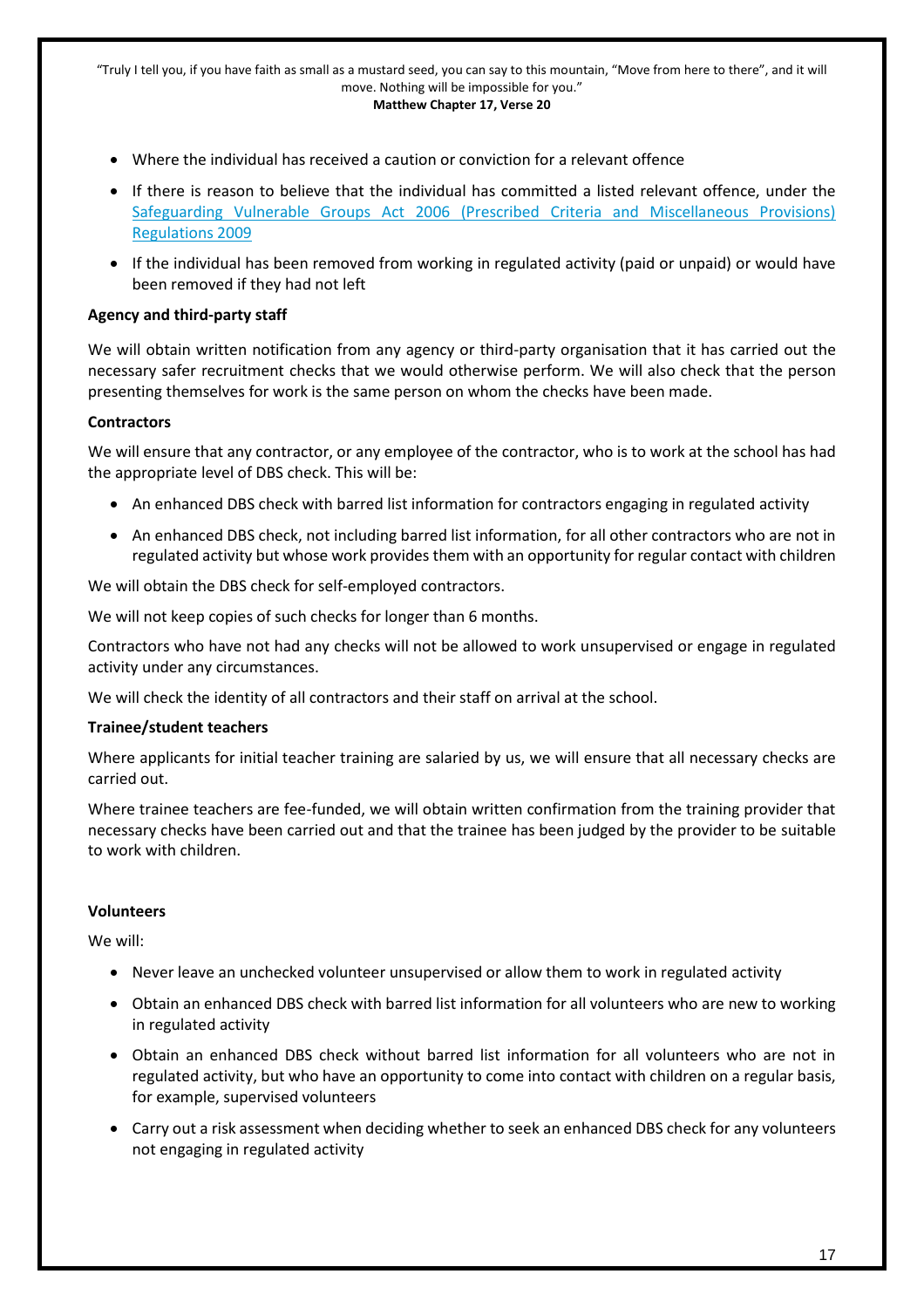- Where the individual has received a caution or conviction for a relevant offence
- If there is reason to believe that the individual has committed a listed relevant offence, under the [Safeguarding Vulnerable Groups Act 2006 (Prescribed Criteria and Miscellaneous Provisions) Regulations 2009]
- If the individual has been removed from working in regulated activity (paid or unpaid) or would have been removed if they had not left

**Agency and third-party staff**

We will obtain written notification from any agency or third-party organisation that it has carried out the necessary safer recruitment checks that we would otherwise perform. We will also check that the person presenting themselves for work is the same person on whom the checks have been made.

**Contractors**

We will ensure that any contractor, or any employee of the contractor, who is to work at the school has had the appropriate level of DBS check. This will be:

- An enhanced DBS check with barred list information for contractors engaging in regulated activity
- An enhanced DBS check, not including barred list information, for all other contractors who are not in regulated activity but whose work provides them with an opportunity for regular contact with children

We will obtain the DBS check for self-employed contractors.

We will not keep copies of such checks for longer than 6 months.

Contractors who have not had any checks will not be allowed to work unsupervised or engage in regulated activity under any circumstances.

We will check the identity of all contractors and their staff on arrival at the school.

**Trainee/student teachers**

Where applicants for initial teacher training are salaried by us, we will ensure that all necessary checks are carried out.

Where trainee teachers are fee-funded, we will obtain written confirmation from the training provider that necessary checks have been carried out and that the trainee has been judged by the provider to be suitable to work with children.

**Volunteers**

We will:

- Never leave an unchecked volunteer unsupervised or allow them to work in regulated activity
- Obtain an enhanced DBS check with barred list information for all volunteers who are new to working in regulated activity
- Obtain an enhanced DBS check without barred list information for all volunteers who are not in regulated activity, but who have an opportunity to come into contact with children on a regular basis, for example, supervised volunteers
- Carry out a risk assessment when deciding whether to seek an enhanced DBS check for any volunteers not engaging in regulated activity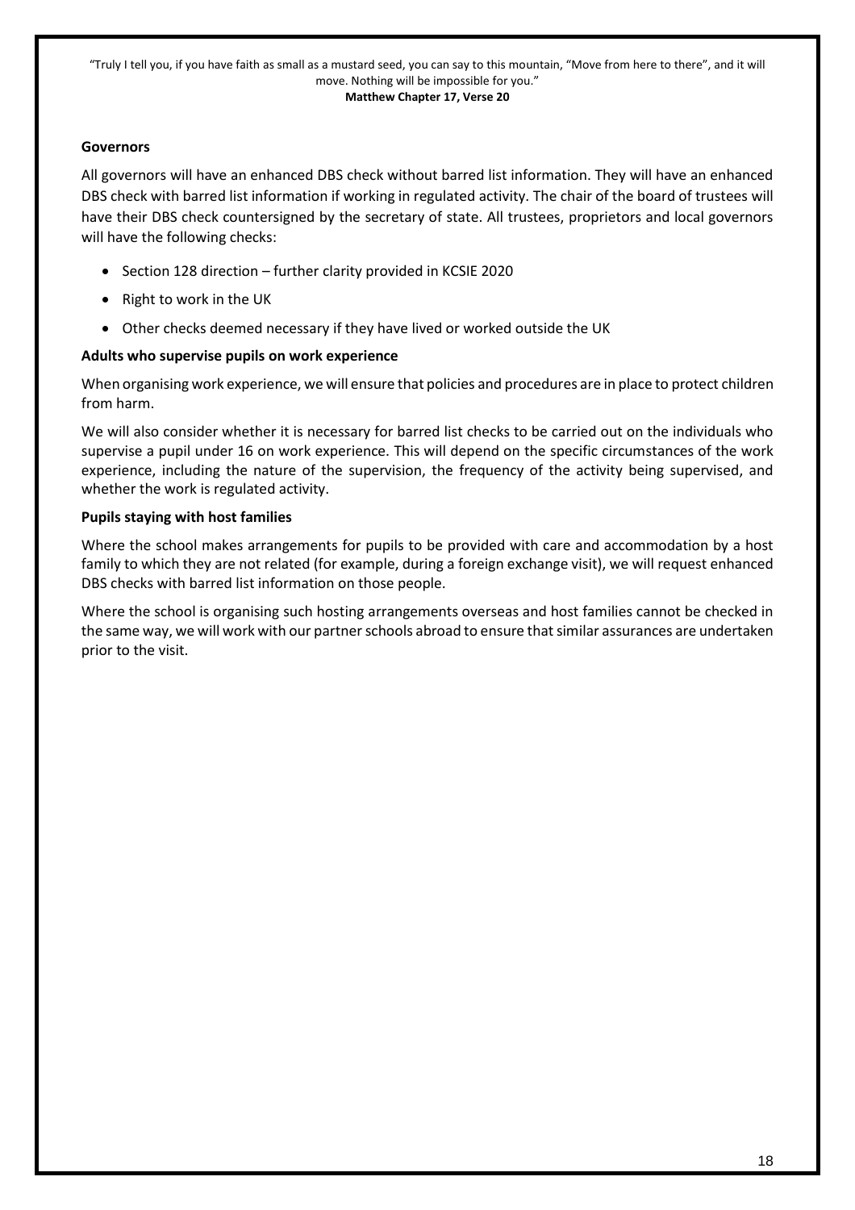**Governors**

All governors will have an enhanced DBS check without barred list information. They will have an enhanced DBS check with barred list information if working in regulated activity. The chair of the board of trustees will have their DBS check countersigned by the secretary of state. All trustees, proprietors and local governors will have the following checks:

- Section 128 direction – further clarity provided in KCSIE 2020
- Right to work in the UK
- Other checks deemed necessary if they have lived or worked outside the UK

**Adults who supervise pupils on work experience**

When organising work experience, we will ensure that policies and procedures are in place to protect children from harm.

We will also consider whether it is necessary for barred list checks to be carried out on the individuals who supervise a pupil under 16 on work experience. This will depend on the specific circumstances of the work experience, including the nature of the supervision, the frequency of the activity being supervised, and whether the work is regulated activity.

**Pupils staying with host families**

Where the school makes arrangements for pupils to be provided with care and accommodation by a host family to which they are not related (for example, during a foreign exchange visit), we will request enhanced DBS checks with barred list information on those people.

Where the school is organising such hosting arrangements overseas and host families cannot be checked in the same way, we will work with our partner schools abroad to ensure that similar assurances are undertaken prior to the visit.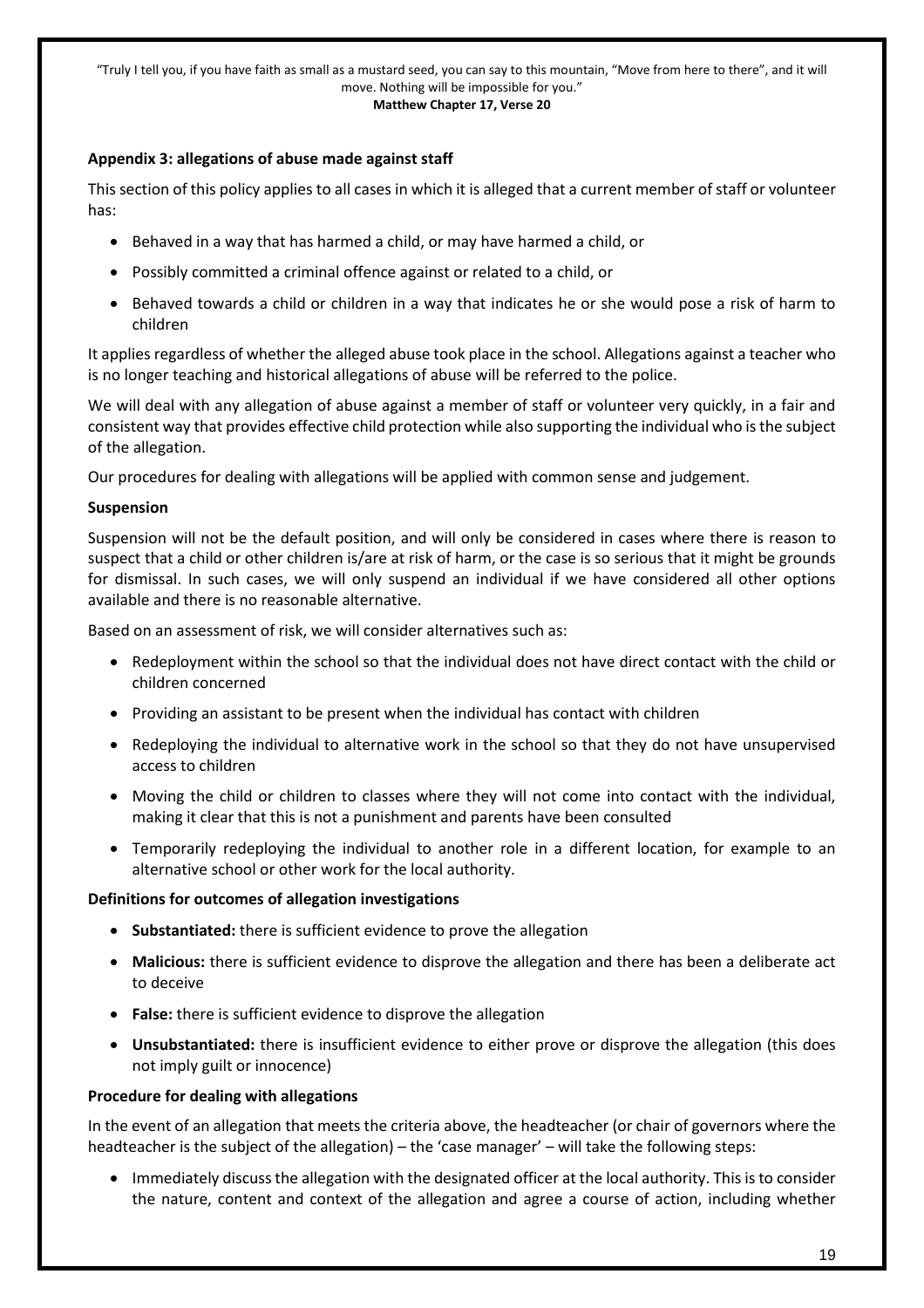**Appendix 3: allegations of abuse made against staff**

This section of this policy applies to all cases in which it is alleged that a current member of staff or volunteer has:

- Behaved in a way that has harmed a child, or may have harmed a child, or
- Possibly committed a criminal offence against or related to a child, or
- Behaved towards a child or children in a way that indicates he or she would pose a risk of harm to children

It applies regardless of whether the alleged abuse took place in the school. Allegations against a teacher who is no longer teaching and historical allegations of abuse will be referred to the police.

We will deal with any allegation of abuse against a member of staff or volunteer very quickly, in a fair and consistent way that provides effective child protection while also supporting the individual who is the subject of the allegation.

Our procedures for dealing with allegations will be applied with common sense and judgement.

**Suspension**

Suspension will not be the default position, and will only be considered in cases where there is reason to suspect that a child or other children is/are at risk of harm, or the case is so serious that it might be grounds for dismissal. In such cases, we will only suspend an individual if we have considered all other options available and there is no reasonable alternative.

Based on an assessment of risk, we will consider alternatives such as:

- Redeployment within the school so that the individual does not have direct contact with the child or children concerned
- Providing an assistant to be present when the individual has contact with children
- Redeploying the individual to alternative work in the school so that they do not have unsupervised access to children
- Moving the child or children to classes where they will not come into contact with the individual, making it clear that this is not a punishment and parents have been consulted
- Temporarily redeploying the individual to another role in a different location, for example to an alternative school or other work for the local authority.

**Definitions for outcomes of allegation investigations**

- **Substantiated:** there is sufficient evidence to prove the allegation
- **Malicious:** there is sufficient evidence to disprove the allegation and there has been a deliberate act to deceive
- **False:** there is sufficient evidence to disprove the allegation
- **Unsubstantiated:** there is insufficient evidence to either prove or disprove the allegation (this does not imply guilt or innocence)

**Procedure for dealing with allegations**

In the event of an allegation that meets the criteria above, the headteacher (or chair of governors where the headteacher is the subject of the allegation) – the 'case manager' – will take the following steps:

- Immediately discuss the allegation with the designated officer at the local authority. This is to consider the nature, content and context of the allegation and agree a course of action, including whether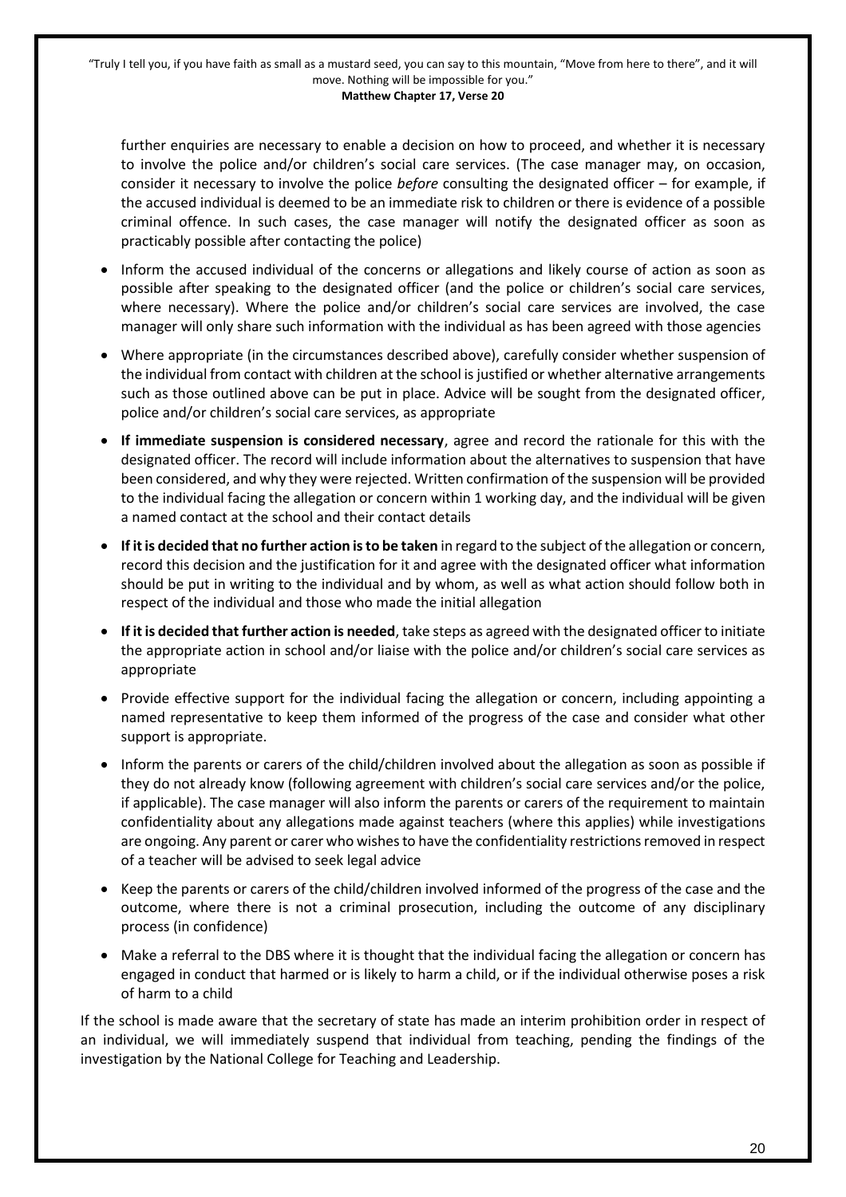further enquiries are necessary to enable a decision on how to proceed, and whether it is necessary to involve the police and/or children's social care services. (The case manager may, on occasion, consider it necessary to involve the police *before* consulting the designated officer – for example, if the accused individual is deemed to be an immediate risk to children or there is evidence of a possible criminal offence. In such cases, the case manager will notify the designated officer as soon as practicably possible after contacting the police)

- Inform the accused individual of the concerns or allegations and likely course of action as soon as possible after speaking to the designated officer (and the police or children's social care services, where necessary). Where the police and/or children's social care services are involved, the case manager will only share such information with the individual as has been agreed with those agencies
- Where appropriate (in the circumstances described above), carefully consider whether suspension of the individual from contact with children at the school is justified or whether alternative arrangements such as those outlined above can be put in place. Advice will be sought from the designated officer, police and/or children's social care services, as appropriate
- **If immediate suspension is considered necessary**, agree and record the rationale for this with the designated officer. The record will include information about the alternatives to suspension that have been considered, and why they were rejected. Written confirmation of the suspension will be provided to the individual facing the allegation or concern within 1 working day, and the individual will be given a named contact at the school and their contact details
- **If it is decided that no further action is to be taken** in regard to the subject of the allegation or concern, record this decision and the justification for it and agree with the designated officer what information should be put in writing to the individual and by whom, as well as what action should follow both in respect of the individual and those who made the initial allegation
- **If it is decided that further action is needed**, take steps as agreed with the designated officer to initiate the appropriate action in school and/or liaise with the police and/or children's social care services as appropriate
- Provide effective support for the individual facing the allegation or concern, including appointing a named representative to keep them informed of the progress of the case and consider what other support is appropriate.
- Inform the parents or carers of the child/children involved about the allegation as soon as possible if they do not already know (following agreement with children's social care services and/or the police, if applicable). The case manager will also inform the parents or carers of the requirement to maintain confidentiality about any allegations made against teachers (where this applies) while investigations are ongoing. Any parent or carer who wishes to have the confidentiality restrictions removed in respect of a teacher will be advised to seek legal advice
- Keep the parents or carers of the child/children involved informed of the progress of the case and the outcome, where there is not a criminal prosecution, including the outcome of any disciplinary process (in confidence)
- Make a referral to the DBS where it is thought that the individual facing the allegation or concern has engaged in conduct that harmed or is likely to harm a child, or if the individual otherwise poses a risk of harm to a child

If the school is made aware that the secretary of state has made an interim prohibition order in respect of an individual, we will immediately suspend that individual from teaching, pending the findings of the investigation by the National College for Teaching and Leadership.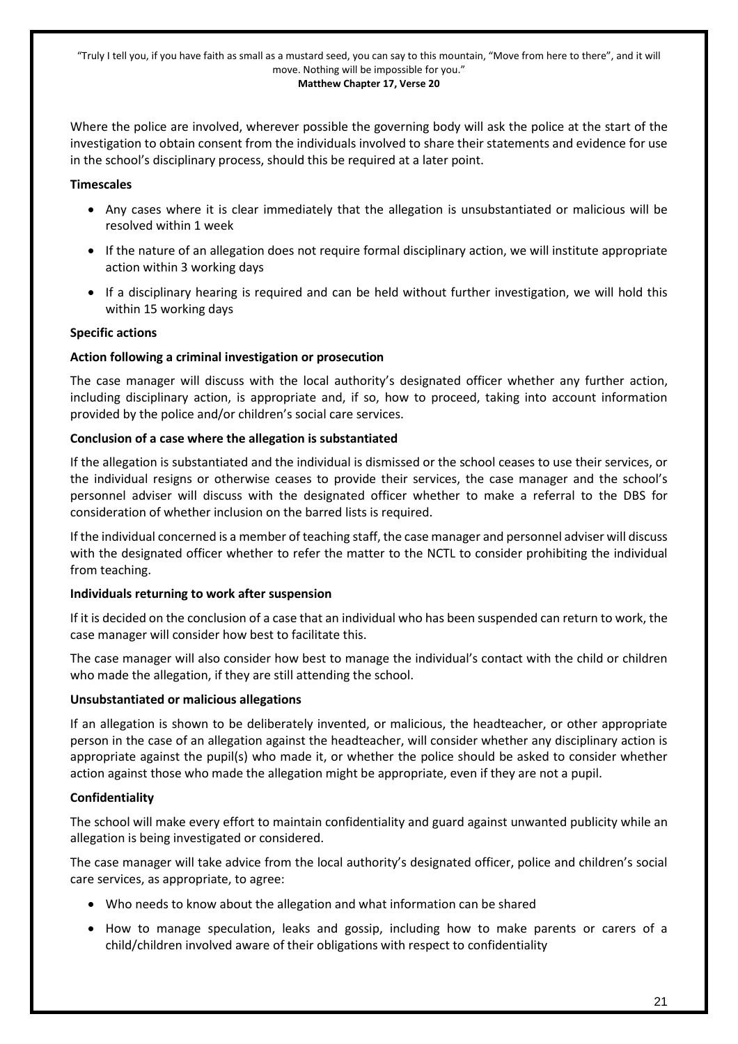Where the police are involved, wherever possible the governing body will ask the police at the start of the investigation to obtain consent from the individuals involved to share their statements and evidence for use in the school's disciplinary process, should this be required at a later point.

**Timescales**

- Any cases where it is clear immediately that the allegation is unsubstantiated or malicious will be resolved within 1 week
- If the nature of an allegation does not require formal disciplinary action, we will institute appropriate action within 3 working days
- If a disciplinary hearing is required and can be held without further investigation, we will hold this within 15 working days

**Specific actions**

**Action following a criminal investigation or prosecution**

The case manager will discuss with the local authority's designated officer whether any further action, including disciplinary action, is appropriate and, if so, how to proceed, taking into account information provided by the police and/or children's social care services.

**Conclusion of a case where the allegation is substantiated**

If the allegation is substantiated and the individual is dismissed or the school ceases to use their services, or the individual resigns or otherwise ceases to provide their services, the case manager and the school's personnel adviser will discuss with the designated officer whether to make a referral to the DBS for consideration of whether inclusion on the barred lists is required.

If the individual concerned is a member of teaching staff, the case manager and personnel adviser will discuss with the designated officer whether to refer the matter to the NCTL to consider prohibiting the individual from teaching.

**Individuals returning to work after suspension**

If it is decided on the conclusion of a case that an individual who has been suspended can return to work, the case manager will consider how best to facilitate this.

The case manager will also consider how best to manage the individual's contact with the child or children who made the allegation, if they are still attending the school.

**Unsubstantiated or malicious allegations**

If an allegation is shown to be deliberately invented, or malicious, the headteacher, or other appropriate person in the case of an allegation against the headteacher, will consider whether any disciplinary action is appropriate against the pupil(s) who made it, or whether the police should be asked to consider whether action against those who made the allegation might be appropriate, even if they are not a pupil.

**Confidentiality**

The school will make every effort to maintain confidentiality and guard against unwanted publicity while an allegation is being investigated or considered.

The case manager will take advice from the local authority's designated officer, police and children's social care services, as appropriate, to agree:

- Who needs to know about the allegation and what information can be shared
- How to manage speculation, leaks and gossip, including how to make parents or carers of a child/children involved aware of their obligations with respect to confidentiality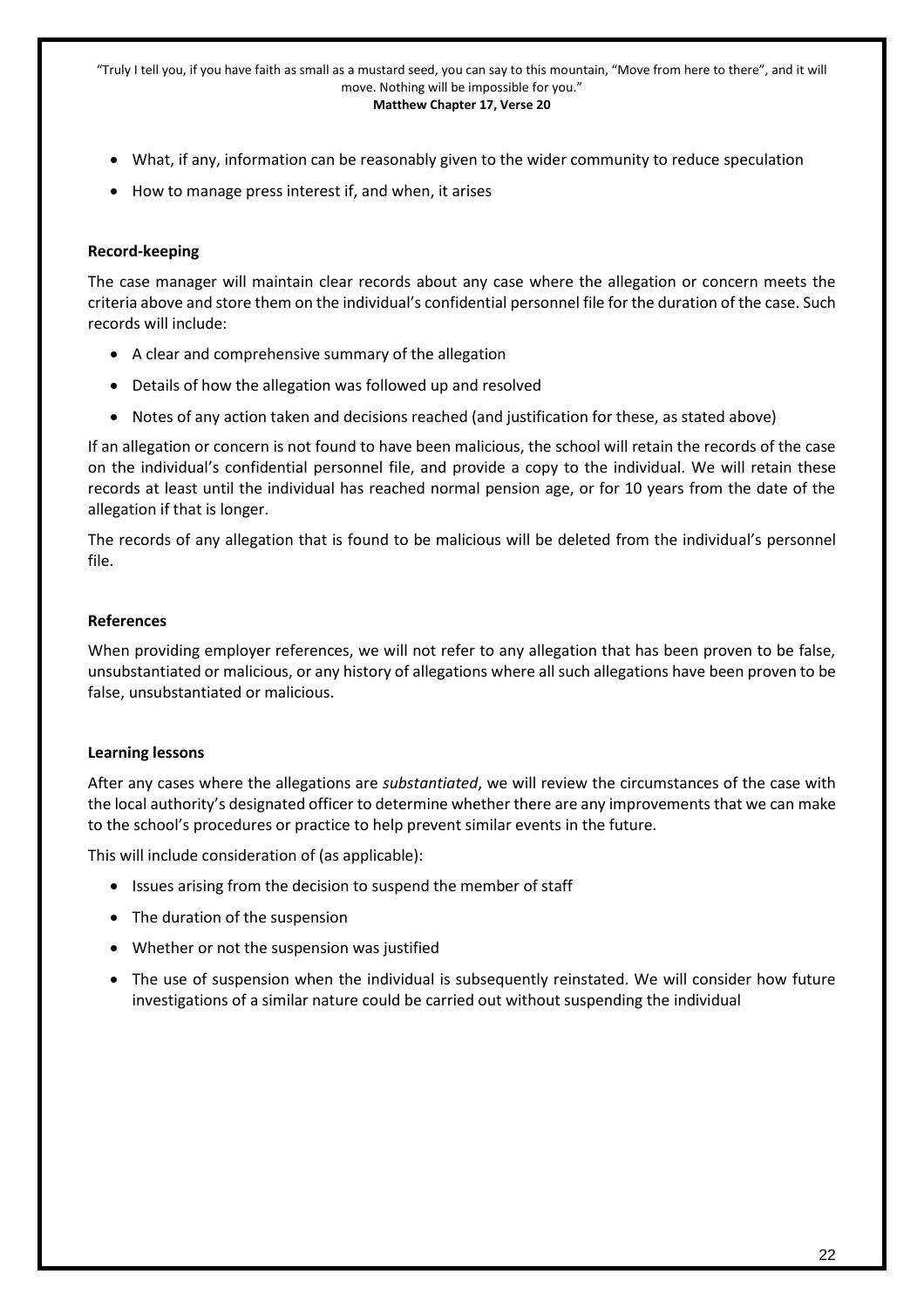- What, if any, information can be reasonably given to the wider community to reduce speculation
- How to manage press interest if, and when, it arises

**Record-keeping**

The case manager will maintain clear records about any case where the allegation or concern meets the criteria above and store them on the individual's confidential personnel file for the duration of the case. Such records will include:

- A clear and comprehensive summary of the allegation
- Details of how the allegation was followed up and resolved
- Notes of any action taken and decisions reached (and justification for these, as stated above)

If an allegation or concern is not found to have been malicious, the school will retain the records of the case on the individual's confidential personnel file, and provide a copy to the individual. We will retain these records at least until the individual has reached normal pension age, or for 10 years from the date of the allegation if that is longer.

The records of any allegation that is found to be malicious will be deleted from the individual's personnel file.

**References**

When providing employer references, we will not refer to any allegation that has been proven to be false, unsubstantiated or malicious, or any history of allegations where all such allegations have been proven to be false, unsubstantiated or malicious.

**Learning lessons**

After any cases where the allegations are *substantiated*, we will review the circumstances of the case with the local authority's designated officer to determine whether there are any improvements that we can make to the school's procedures or practice to help prevent similar events in the future.

This will include consideration of (as applicable):

- Issues arising from the decision to suspend the member of staff
- The duration of the suspension
- Whether or not the suspension was justified
- The use of suspension when the individual is subsequently reinstated. We will consider how future investigations of a similar nature could be carried out without suspending the individual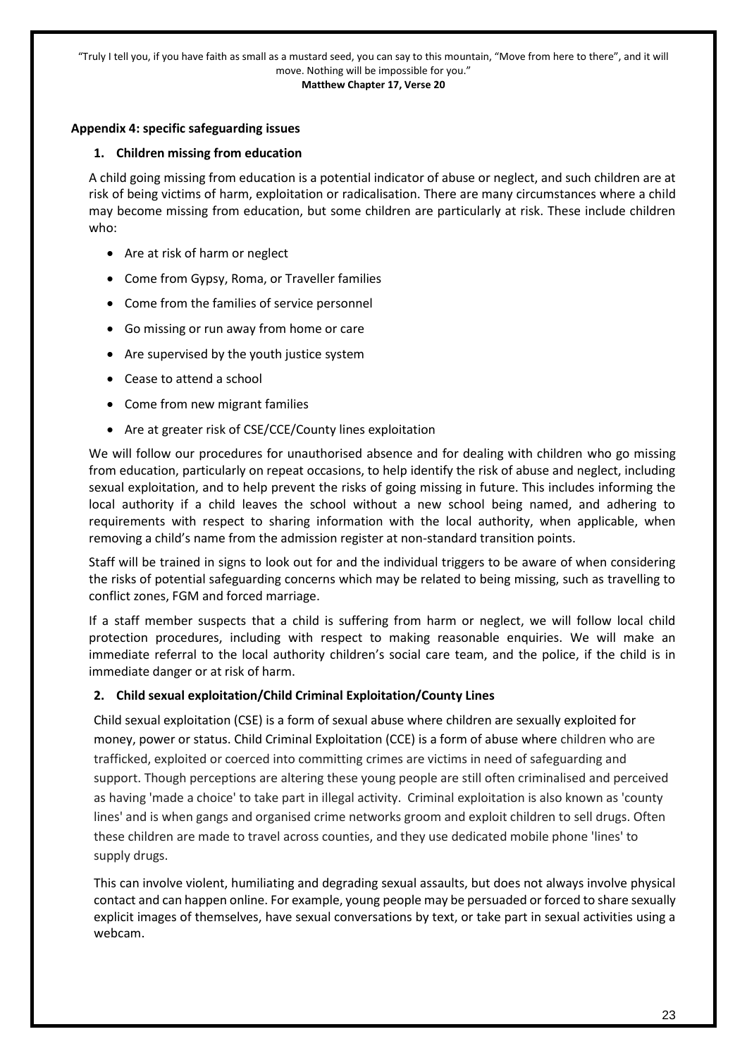**Appendix 4: specific safeguarding issues**

**1. Children missing from education**

A child going missing from education is a potential indicator of abuse or neglect, and such children are at risk of being victims of harm, exploitation or radicalisation. There are many circumstances where a child may become missing from education, but some children are particularly at risk. These include children who:

- Are at risk of harm or neglect
- Come from Gypsy, Roma, or Traveller families
- Come from the families of service personnel
- Go missing or run away from home or care
- Are supervised by the youth justice system
- Cease to attend a school
- Come from new migrant families
- Are at greater risk of CSE/CCE/County lines exploitation

We will follow our procedures for unauthorised absence and for dealing with children who go missing from education, particularly on repeat occasions, to help identify the risk of abuse and neglect, including sexual exploitation, and to help prevent the risks of going missing in future. This includes informing the local authority if a child leaves the school without a new school being named, and adhering to requirements with respect to sharing information with the local authority, when applicable, when removing a child's name from the admission register at non-standard transition points.

Staff will be trained in signs to look out for and the individual triggers to be aware of when considering the risks of potential safeguarding concerns which may be related to being missing, such as travelling to conflict zones, FGM and forced marriage.

If a staff member suspects that a child is suffering from harm or neglect, we will follow local child protection procedures, including with respect to making reasonable enquiries. We will make an immediate referral to the local authority children's social care team, and the police, if the child is in immediate danger or at risk of harm.

**2. Child sexual exploitation/Child Criminal Exploitation/County Lines**

Child sexual exploitation (CSE) is a form of sexual abuse where children are sexually exploited for money, power or status. Child Criminal Exploitation (CCE) is a form of abuse where children who are trafficked, exploited or coerced into committing crimes are victims in need of safeguarding and support. Though perceptions are altering these young people are still often criminalised and perceived as having 'made a choice' to take part in illegal activity. Criminal exploitation is also known as 'county lines' and is when gangs and organised crime networks groom and exploit children to sell drugs. Often these children are made to travel across counties, and they use dedicated mobile phone 'lines' to supply drugs.

This can involve violent, humiliating and degrading sexual assaults, but does not always involve physical contact and can happen online. For example, young people may be persuaded or forced to share sexually explicit images of themselves, have sexual conversations by text, or take part in sexual activities using a webcam.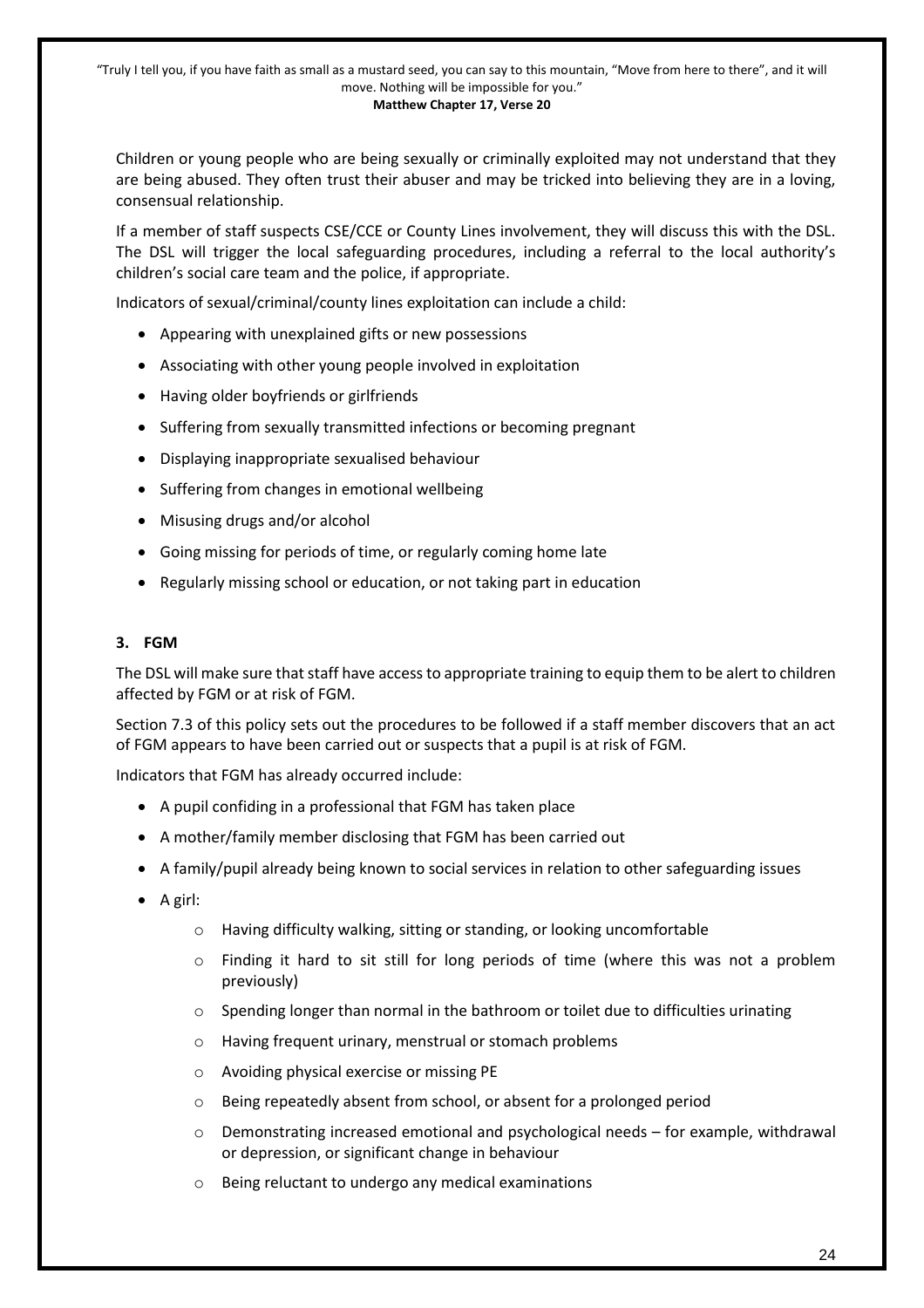Children or young people who are being sexually or criminally exploited may not understand that they are being abused. They often trust their abuser and may be tricked into believing they are in a loving, consensual relationship.

If a member of staff suspects CSE/CCE or County Lines involvement, they will discuss this with the DSL. The DSL will trigger the local safeguarding procedures, including a referral to the local authority's children's social care team and the police, if appropriate.

Indicators of sexual/criminal/county lines exploitation can include a child:

- Appearing with unexplained gifts or new possessions
- Associating with other young people involved in exploitation
- Having older boyfriends or girlfriends
- Suffering from sexually transmitted infections or becoming pregnant
- Displaying inappropriate sexualised behaviour
- Suffering from changes in emotional wellbeing
- Misusing drugs and/or alcohol
- Going missing for periods of time, or regularly coming home late
- Regularly missing school or education, or not taking part in education

### 3. FGM

The DSL will make sure that staff have access to appropriate training to equip them to be alert to children affected by FGM or at risk of FGM.

Section 7.3 of this policy sets out the procedures to be followed if a staff member discovers that an act of FGM appears to have been carried out or suspects that a pupil is at risk of FGM.

Indicators that FGM has already occurred include:

- A pupil confiding in a professional that FGM has taken place
- A mother/family member disclosing that FGM has been carried out
- A family/pupil already being known to social services in relation to other safeguarding issues
- A girl:
    - Having difficulty walking, sitting or standing, or looking uncomfortable
    - Finding it hard to sit still for long periods of time (where this was not a problem previously)
    - Spending longer than normal in the bathroom or toilet due to difficulties urinating
    - Having frequent urinary, menstrual or stomach problems
    - Avoiding physical exercise or missing PE
    - Being repeatedly absent from school, or absent for a prolonged period
    - Demonstrating increased emotional and psychological needs – for example, withdrawal or depression, or significant change in behaviour
    - Being reluctant to undergo any medical examinations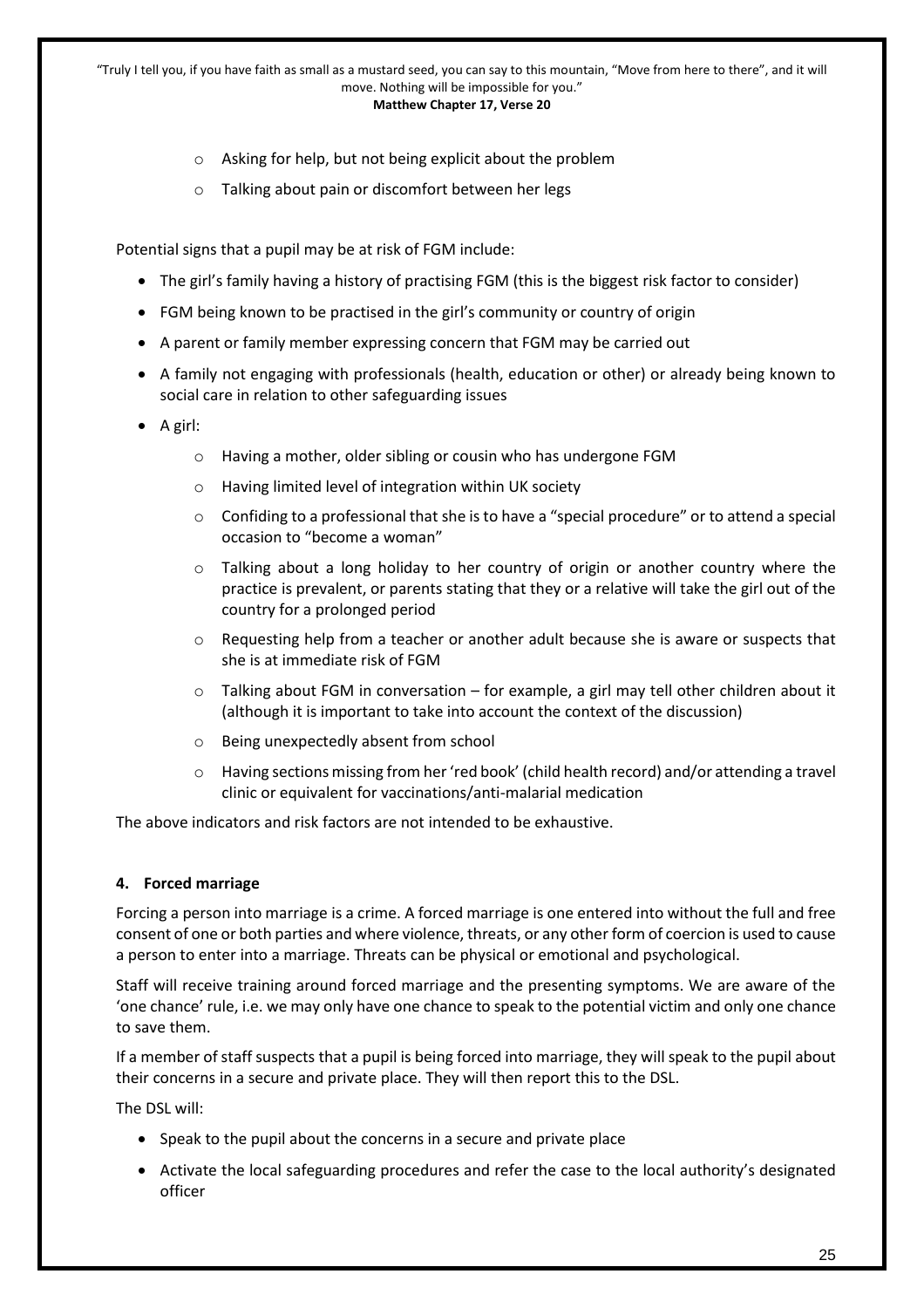- Asking for help, but not being explicit about the problem
  - Talking about pain or discomfort between her legs

Potential signs that a pupil may be at risk of FGM include:

- The girl's family having a history of practising FGM (this is the biggest risk factor to consider)
- FGM being known to be practised in the girl's community or country of origin
- A parent or family member expressing concern that FGM may be carried out
- A family not engaging with professionals (health, education or other) or already being known to social care in relation to other safeguarding issues
- A girl:
  - Having a mother, older sibling or cousin who has undergone FGM
  - Having limited level of integration within UK society
  - Confiding to a professional that she is to have a "special procedure" or to attend a special occasion to "become a woman"
  - Talking about a long holiday to her country of origin or another country where the practice is prevalent, or parents stating that they or a relative will take the girl out of the country for a prolonged period
  - Requesting help from a teacher or another adult because she is aware or suspects that she is at immediate risk of FGM
  - Talking about FGM in conversation – for example, a girl may tell other children about it (although it is important to take into account the context of the discussion)
  - Being unexpectedly absent from school
  - Having sections missing from her 'red book' (child health record) and/or attending a travel clinic or equivalent for vaccinations/anti-malarial medication

The above indicators and risk factors are not intended to be exhaustive.

**4. Forced marriage**

Forcing a person into marriage is a crime. A forced marriage is one entered into without the full and free consent of one or both parties and where violence, threats, or any other form of coercion is used to cause a person to enter into a marriage. Threats can be physical or emotional and psychological.

Staff will receive training around forced marriage and the presenting symptoms. We are aware of the 'one chance' rule, i.e. we may only have one chance to speak to the potential victim and only one chance to save them.

If a member of staff suspects that a pupil is being forced into marriage, they will speak to the pupil about their concerns in a secure and private place. They will then report this to the DSL.

The DSL will:

- Speak to the pupil about the concerns in a secure and private place
- Activate the local safeguarding procedures and refer the case to the local authority's designated officer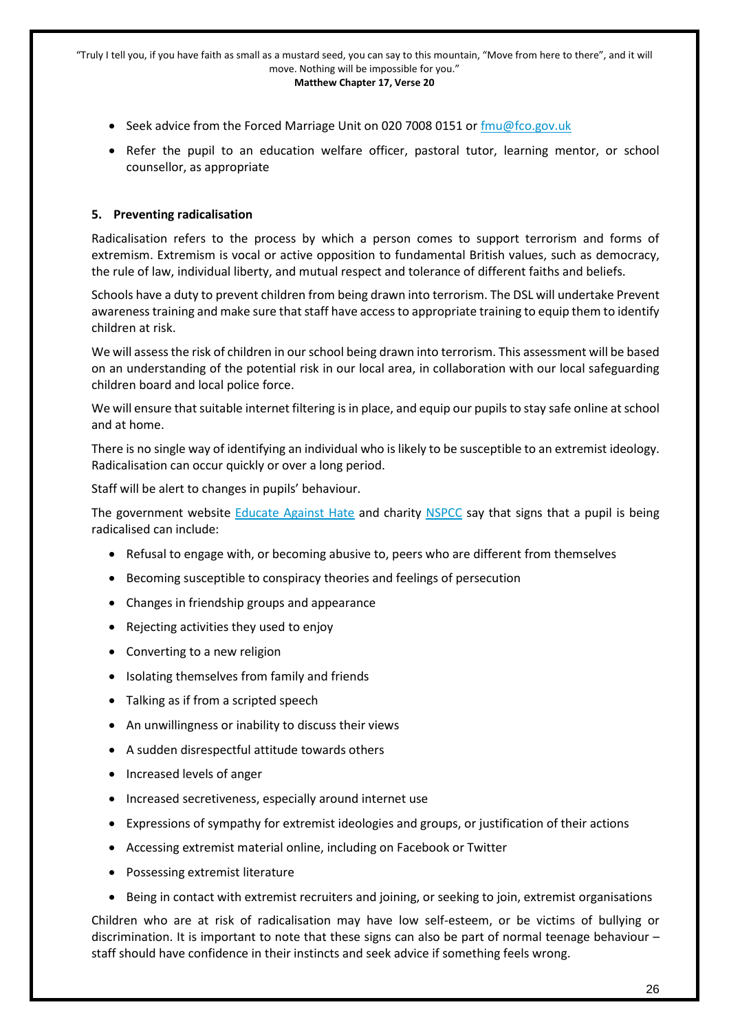- Seek advice from the Forced Marriage Unit on 020 7008 0151 or [fmu@fco.gov.uk](mailto:fmu@fco.gov.uk)
- Refer the pupil to an education welfare officer, pastoral tutor, learning mentor, or school counsellor, as appropriate

### 5. Preventing radicalisation

Radicalisation refers to the process by which a person comes to support terrorism and forms of extremism. Extremism is vocal or active opposition to fundamental British values, such as democracy, the rule of law, individual liberty, and mutual respect and tolerance of different faiths and beliefs.

Schools have a duty to prevent children from being drawn into terrorism. The DSL will undertake Prevent awareness training and make sure that staff have access to appropriate training to equip them to identify children at risk.

We will assess the risk of children in our school being drawn into terrorism. This assessment will be based on an understanding of the potential risk in our local area, in collaboration with our local safeguarding children board and local police force.

We will ensure that suitable internet filtering is in place, and equip our pupils to stay safe online at school and at home.

There is no single way of identifying an individual who is likely to be susceptible to an extremist ideology. Radicalisation can occur quickly or over a long period.

Staff will be alert to changes in pupils' behaviour.

The government website Educate Against Hate and charity NSPCC say that signs that a pupil is being radicalised can include:

- Refusal to engage with, or becoming abusive to, peers who are different from themselves
- Becoming susceptible to conspiracy theories and feelings of persecution
- Changes in friendship groups and appearance
- Rejecting activities they used to enjoy
- Converting to a new religion
- Isolating themselves from family and friends
- Talking as if from a scripted speech
- An unwillingness or inability to discuss their views
- A sudden disrespectful attitude towards others
- Increased levels of anger
- Increased secretiveness, especially around internet use
- Expressions of sympathy for extremist ideologies and groups, or justification of their actions
- Accessing extremist material online, including on Facebook or Twitter
- Possessing extremist literature
- Being in contact with extremist recruiters and joining, or seeking to join, extremist organisations

Children who are at risk of radicalisation may have low self-esteem, or be victims of bullying or discrimination. It is important to note that these signs can also be part of normal teenage behaviour – staff should have confidence in their instincts and seek advice if something feels wrong.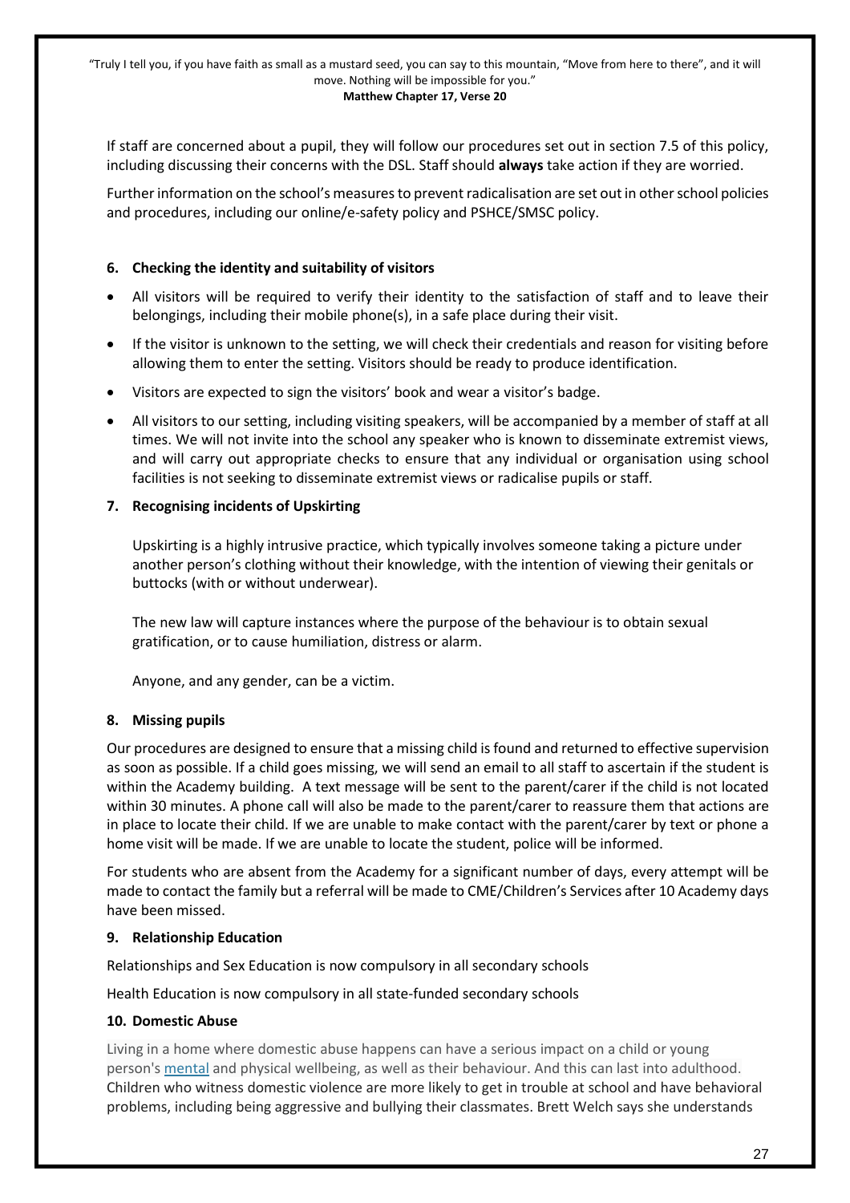If staff are concerned about a pupil, they will follow our procedures set out in section 7.5 of this policy, including discussing their concerns with the DSL. Staff should **always** take action if they are worried.

Further information on the school's measures to prevent radicalisation are set out in other school policies and procedures, including our online/e-safety policy and PSHCE/SMSC policy.

## 6. Checking the identity and suitability of visitors

- All visitors will be required to verify their identity to the satisfaction of staff and to leave their belongings, including their mobile phone(s), in a safe place during their visit.
- If the visitor is unknown to the setting, we will check their credentials and reason for visiting before allowing them to enter the setting. Visitors should be ready to produce identification.
- Visitors are expected to sign the visitors' book and wear a visitor's badge.
- All visitors to our setting, including visiting speakers, will be accompanied by a member of staff at all times. We will not invite into the school any speaker who is known to disseminate extremist views, and will carry out appropriate checks to ensure that any individual or organisation using school facilities is not seeking to disseminate extremist views or radicalise pupils or staff.

## 7. Recognising incidents of Upskirting

Upskirting is a highly intrusive practice, which typically involves someone taking a picture under another person's clothing without their knowledge, with the intention of viewing their genitals or buttocks (with or without underwear).

The new law will capture instances where the purpose of the behaviour is to obtain sexual gratification, or to cause humiliation, distress or alarm.

Anyone, and any gender, can be a victim.

## 8. Missing pupils

Our procedures are designed to ensure that a missing child is found and returned to effective supervision as soon as possible. If a child goes missing, we will send an email to all staff to ascertain if the student is within the Academy building. A text message will be sent to the parent/carer if the child is not located within 30 minutes. A phone call will also be made to the parent/carer to reassure them that actions are in place to locate their child. If we are unable to make contact with the parent/carer by text or phone a home visit will be made. If we are unable to locate the student, police will be informed.

For students who are absent from the Academy for a significant number of days, every attempt will be made to contact the family but a referral will be made to CME/Children's Services after 10 Academy days have been missed.

## 9. Relationship Education

Relationships and Sex Education is now compulsory in all secondary schools

Health Education is now compulsory in all state-funded secondary schools

## 10. Domestic Abuse

Living in a home where domestic abuse happens can have a serious impact on a child or young person's mental and physical wellbeing, as well as their behaviour. And this can last into adulthood. Children who witness domestic violence are more likely to get in trouble at school and have behavioral problems, including being aggressive and bullying their classmates. Brett Welch says she understands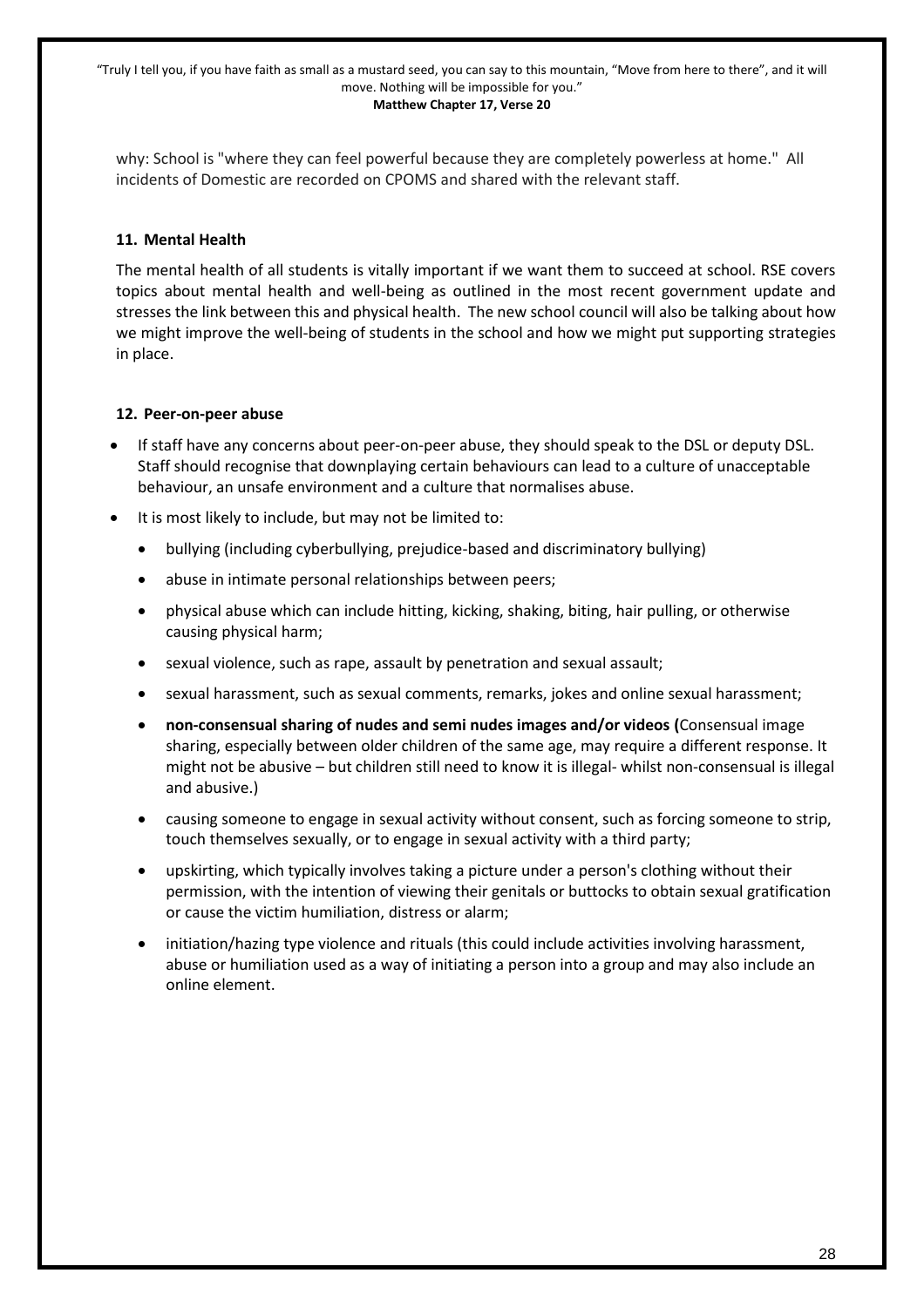why: School is "where they can feel powerful because they are completely powerless at home." All incidents of Domestic are recorded on CPOMS and shared with the relevant staff.

### 11. Mental Health

The mental health of all students is vitally important if we want them to succeed at school. RSE covers topics about mental health and well-being as outlined in the most recent government update and stresses the link between this and physical health. The new school council will also be talking about how we might improve the well-being of students in the school and how we might put supporting strategies in place.

### 12. Peer-on-peer abuse

- If staff have any concerns about peer-on-peer abuse, they should speak to the DSL or deputy DSL. Staff should recognise that downplaying certain behaviours can lead to a culture of unacceptable behaviour, an unsafe environment and a culture that normalises abuse.
- It is most likely to include, but may not be limited to:
  - bullying (including cyberbullying, prejudice-based and discriminatory bullying)
  - abuse in intimate personal relationships between peers;
  - physical abuse which can include hitting, kicking, shaking, biting, hair pulling, or otherwise causing physical harm;
  - sexual violence, such as rape, assault by penetration and sexual assault;
  - sexual harassment, such as sexual comments, remarks, jokes and online sexual harassment;
  - **non-consensual sharing of nudes and semi nudes images and/or videos (**Consensual image sharing, especially between older children of the same age, may require a different response. It might not be abusive – but children still need to know it is illegal- whilst non-consensual is illegal and abusive.)
  - causing someone to engage in sexual activity without consent, such as forcing someone to strip, touch themselves sexually, or to engage in sexual activity with a third party;
  - upskirting, which typically involves taking a picture under a person's clothing without their permission, with the intention of viewing their genitals or buttocks to obtain sexual gratification or cause the victim humiliation, distress or alarm;
  - initiation/hazing type violence and rituals (this could include activities involving harassment, abuse or humiliation used as a way of initiating a person into a group and may also include an online element.